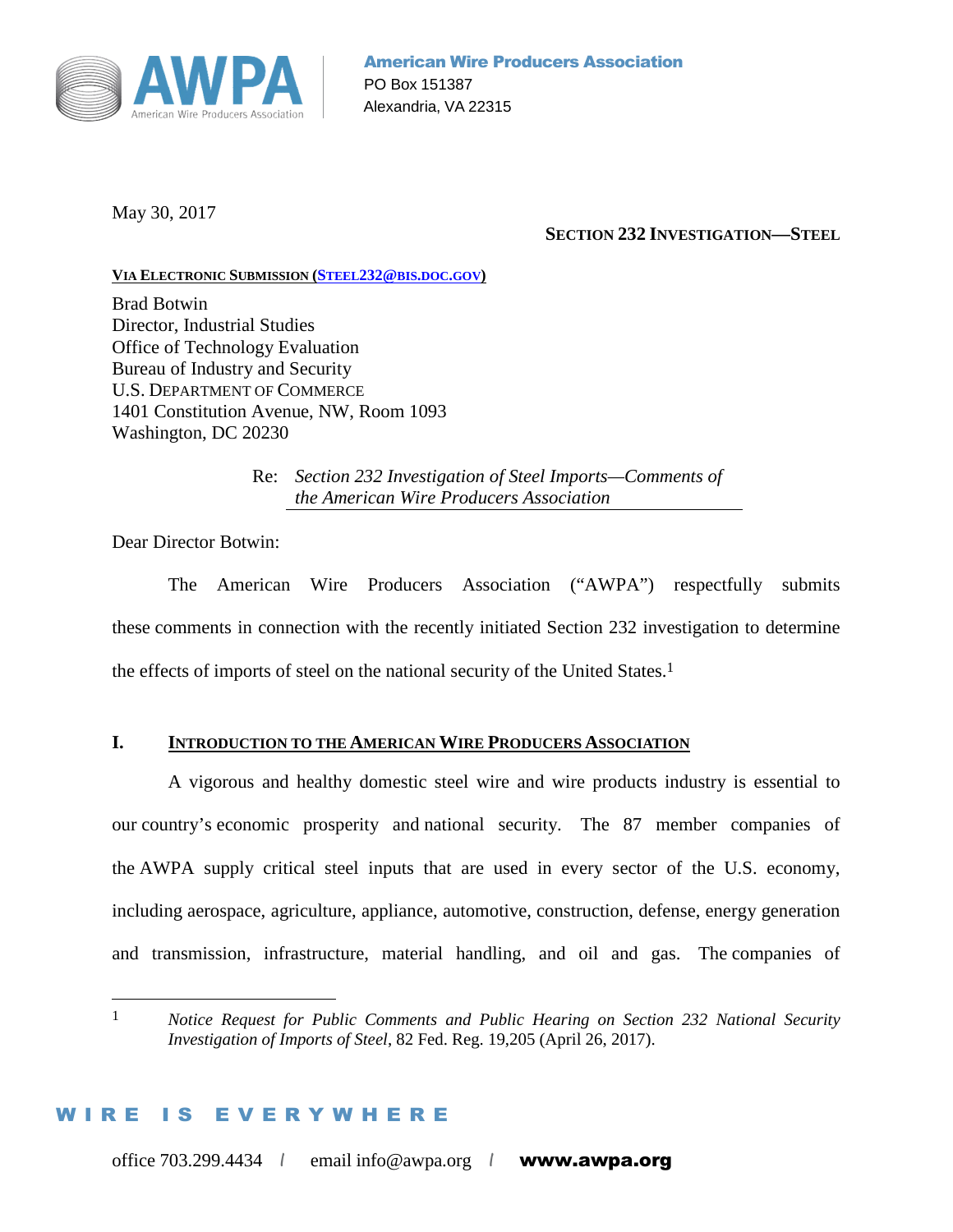**American Wire Producers Association**
PO Box 151387
Alexandria, VA 22315

May 30, 2017

**SECTION 232 INVESTIGATION—STEEL**

**VIA ELECTRONIC SUBMISSION (STEEL232@BIS.DOC.GOV)**

Brad Botwin
Director, Industrial Studies
Office of Technology Evaluation
Bureau of Industry and Security
U.S. DEPARTMENT OF COMMERCE
1401 Constitution Avenue, NW, Room 1093
Washington, DC 20230

Re: *Section 232 Investigation of Steel Imports—Comments of the American Wire Producers Association*

Dear Director Botwin:

The American Wire Producers Association ("AWPA") respectfully submits these comments in connection with the recently initiated Section 232 investigation to determine the effects of imports of steel on the national security of the United States.[1]

## I. INTRODUCTION TO THE AMERICAN WIRE PRODUCERS ASSOCIATION

A vigorous and healthy domestic steel wire and wire products industry is essential to our country's economic prosperity and national security. The 87 member companies of the AWPA supply critical steel inputs that are used in every sector of the U.S. economy, including aerospace, agriculture, appliance, automotive, construction, defense, energy generation and transmission, infrastructure, material handling, and oil and gas. The companies of

---

[1] *Notice Request for Public Comments and Public Hearing on Section 232 National Security Investigation of Imports of Steel*, 82 Fed. Reg. 19,205 (April 26, 2017).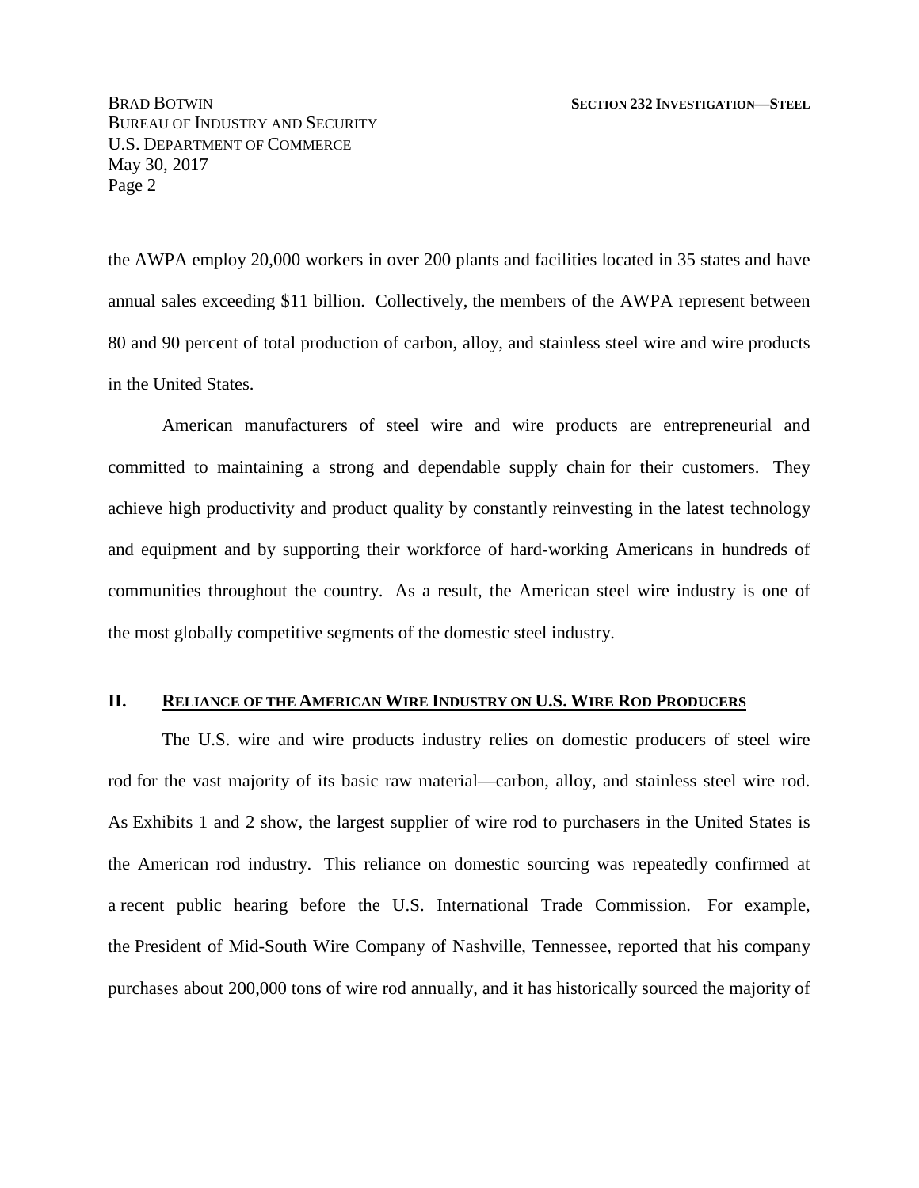the AWPA employ 20,000 workers in over 200 plants and facilities located in 35 states and have annual sales exceeding $11 billion. Collectively, the members of the AWPA represent between 80 and 90 percent of total production of carbon, alloy, and stainless steel wire and wire products in the United States.

American manufacturers of steel wire and wire products are entrepreneurial and committed to maintaining a strong and dependable supply chain for their customers. They achieve high productivity and product quality by constantly reinvesting in the latest technology and equipment and by supporting their workforce of hard-working Americans in hundreds of communities throughout the country. As a result, the American steel wire industry is one of the most globally competitive segments of the domestic steel industry.

## II. RELIANCE OF THE AMERICAN WIRE INDUSTRY ON U.S. WIRE ROD PRODUCERS

The U.S. wire and wire products industry relies on domestic producers of steel wire rod for the vast majority of its basic raw material—carbon, alloy, and stainless steel wire rod. As Exhibits 1 and 2 show, the largest supplier of wire rod to purchasers in the United States is the American rod industry. This reliance on domestic sourcing was repeatedly confirmed at a recent public hearing before the U.S. International Trade Commission. For example, the President of Mid-South Wire Company of Nashville, Tennessee, reported that his company purchases about 200,000 tons of wire rod annually, and it has historically sourced the majority of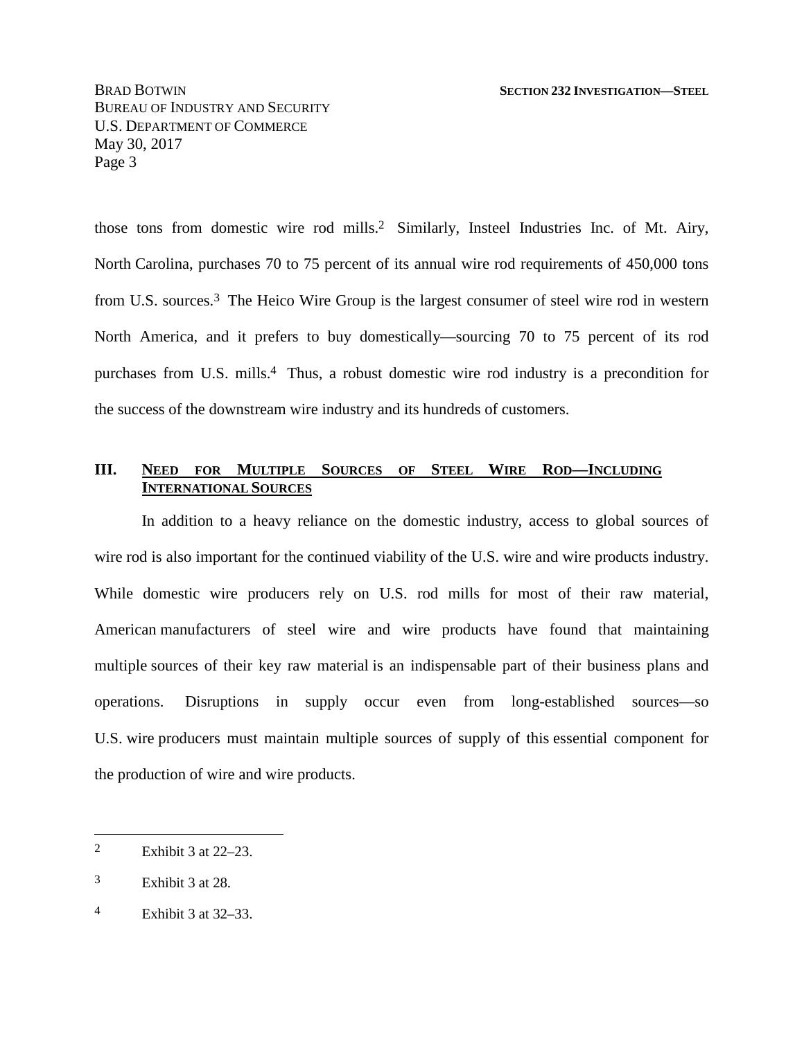those tons from domestic wire rod mills.[2] Similarly, Insteel Industries Inc. of Mt. Airy, North Carolina, purchases 70 to 75 percent of its annual wire rod requirements of 450,000 tons from U.S. sources.[3] The Heico Wire Group is the largest consumer of steel wire rod in western North America, and it prefers to buy domestically—sourcing 70 to 75 percent of its rod purchases from U.S. mills.[4] Thus, a robust domestic wire rod industry is a precondition for the success of the downstream wire industry and its hundreds of customers.

## III. NEED FOR MULTIPLE SOURCES OF STEEL WIRE ROD—INCLUDING INTERNATIONAL SOURCES

In addition to a heavy reliance on the domestic industry, access to global sources of wire rod is also important for the continued viability of the U.S. wire and wire products industry. While domestic wire producers rely on U.S. rod mills for most of their raw material, American manufacturers of steel wire and wire products have found that maintaining multiple sources of their key raw material is an indispensable part of their business plans and operations. Disruptions in supply occur even from long-established sources—so U.S. wire producers must maintain multiple sources of supply of this essential component for the production of wire and wire products.

---

[2] Exhibit 3 at 22–23.

[3] Exhibit 3 at 28.

[4] Exhibit 3 at 32–33.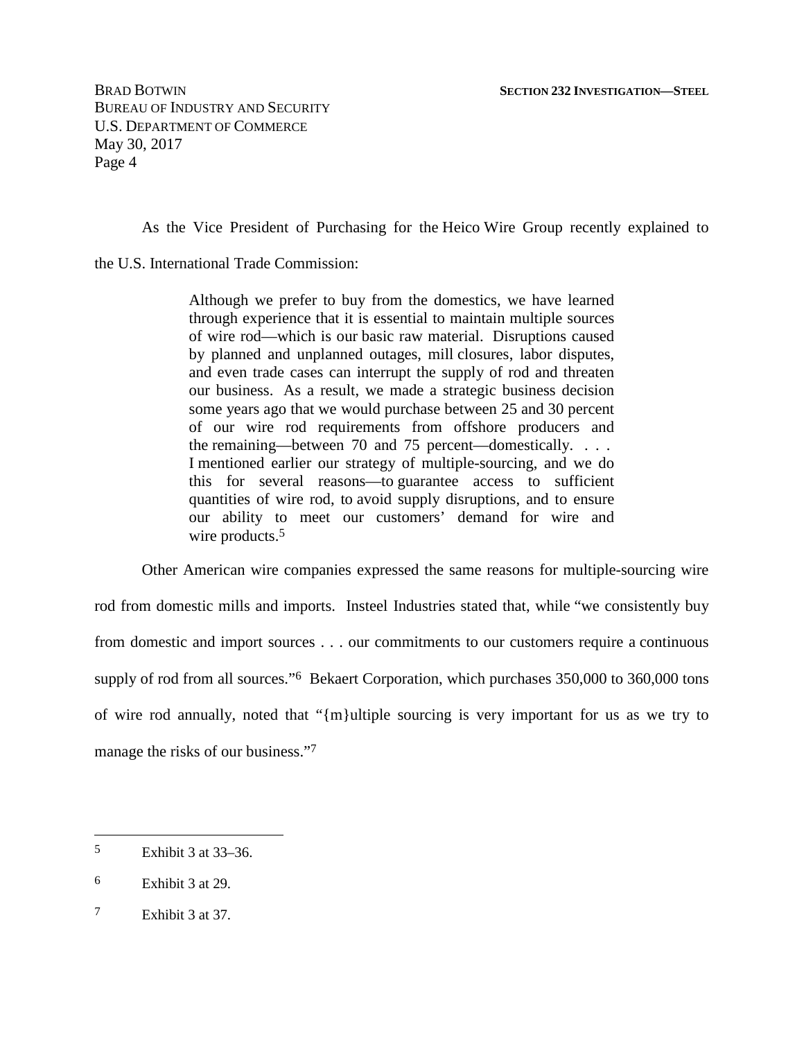As the Vice President of Purchasing for the Heico Wire Group recently explained to the U.S. International Trade Commission:

> Although we prefer to buy from the domestics, we have learned through experience that it is essential to maintain multiple sources of wire rod—which is our basic raw material. Disruptions caused by planned and unplanned outages, mill closures, labor disputes, and even trade cases can interrupt the supply of rod and threaten our business. As a result, we made a strategic business decision some years ago that we would purchase between 25 and 30 percent of our wire rod requirements from offshore producers and the remaining—between 70 and 75 percent—domestically. . . . I mentioned earlier our strategy of multiple-sourcing, and we do this for several reasons—to guarantee access to sufficient quantities of wire rod, to avoid supply disruptions, and to ensure our ability to meet our customers' demand for wire and wire products.[5]

Other American wire companies expressed the same reasons for multiple-sourcing wire rod from domestic mills and imports. Insteel Industries stated that, while "we consistently buy from domestic and import sources . . . our commitments to our customers require a continuous supply of rod from all sources."[6] Bekaert Corporation, which purchases 350,000 to 360,000 tons of wire rod annually, noted that "{m}ultiple sourcing is very important for us as we try to manage the risks of our business."[7]

---

[5] Exhibit 3 at 33–36.

[6] Exhibit 3 at 29.

[7] Exhibit 3 at 37.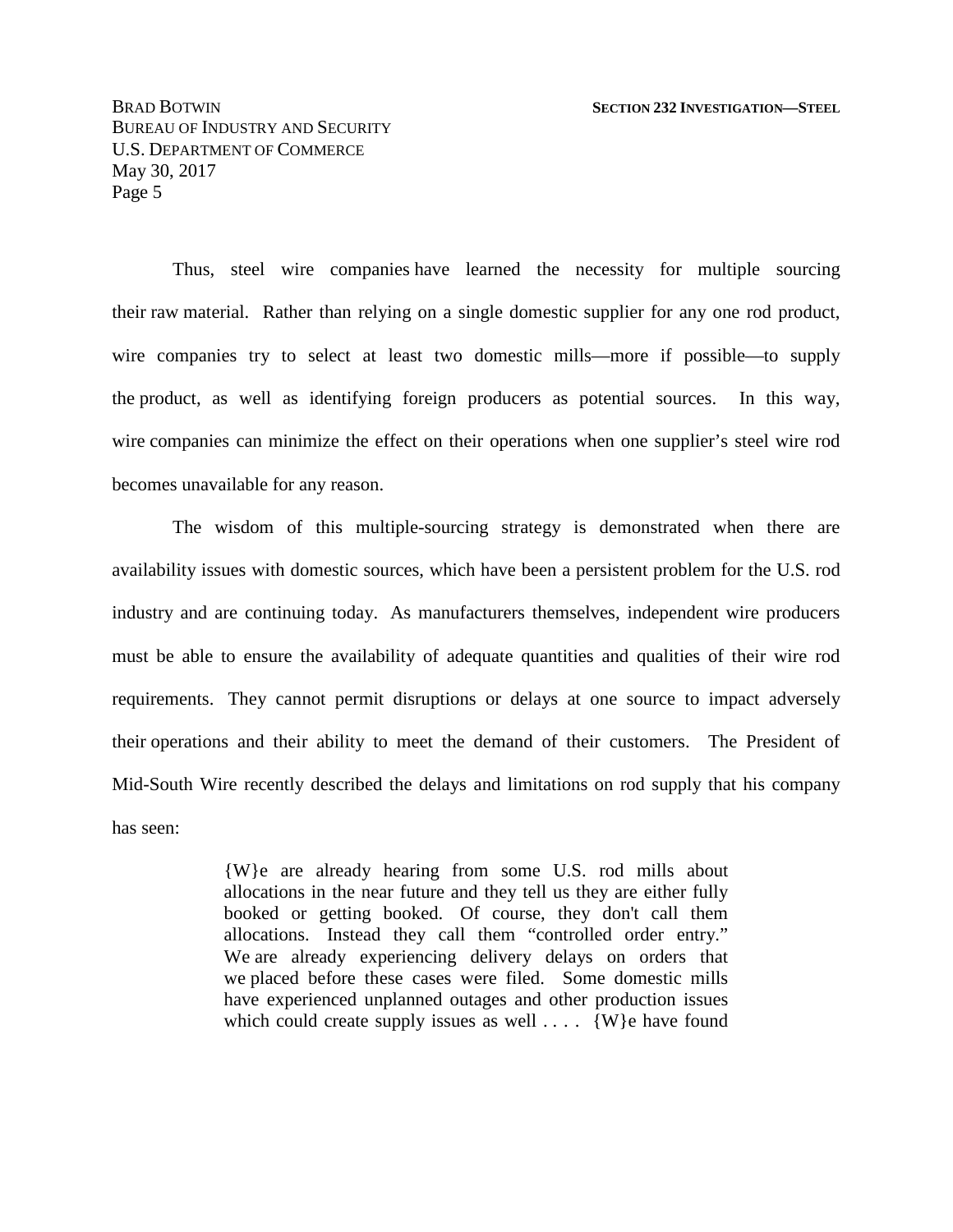Thus, steel wire companies have learned the necessity for multiple sourcing their raw material. Rather than relying on a single domestic supplier for any one rod product, wire companies try to select at least two domestic mills—more if possible—to supply the product, as well as identifying foreign producers as potential sources. In this way, wire companies can minimize the effect on their operations when one supplier's steel wire rod becomes unavailable for any reason.

The wisdom of this multiple-sourcing strategy is demonstrated when there are availability issues with domestic sources, which have been a persistent problem for the U.S. rod industry and are continuing today. As manufacturers themselves, independent wire producers must be able to ensure the availability of adequate quantities and qualities of their wire rod requirements. They cannot permit disruptions or delays at one source to impact adversely their operations and their ability to meet the demand of their customers. The President of Mid-South Wire recently described the delays and limitations on rod supply that his company has seen:

> {W}e are already hearing from some U.S. rod mills about allocations in the near future and they tell us they are either fully booked or getting booked. Of course, they don't call them allocations. Instead they call them "controlled order entry." We are already experiencing delivery delays on orders that we placed before these cases were filed. Some domestic mills have experienced unplanned outages and other production issues which could create supply issues as well . . . . {W}e have found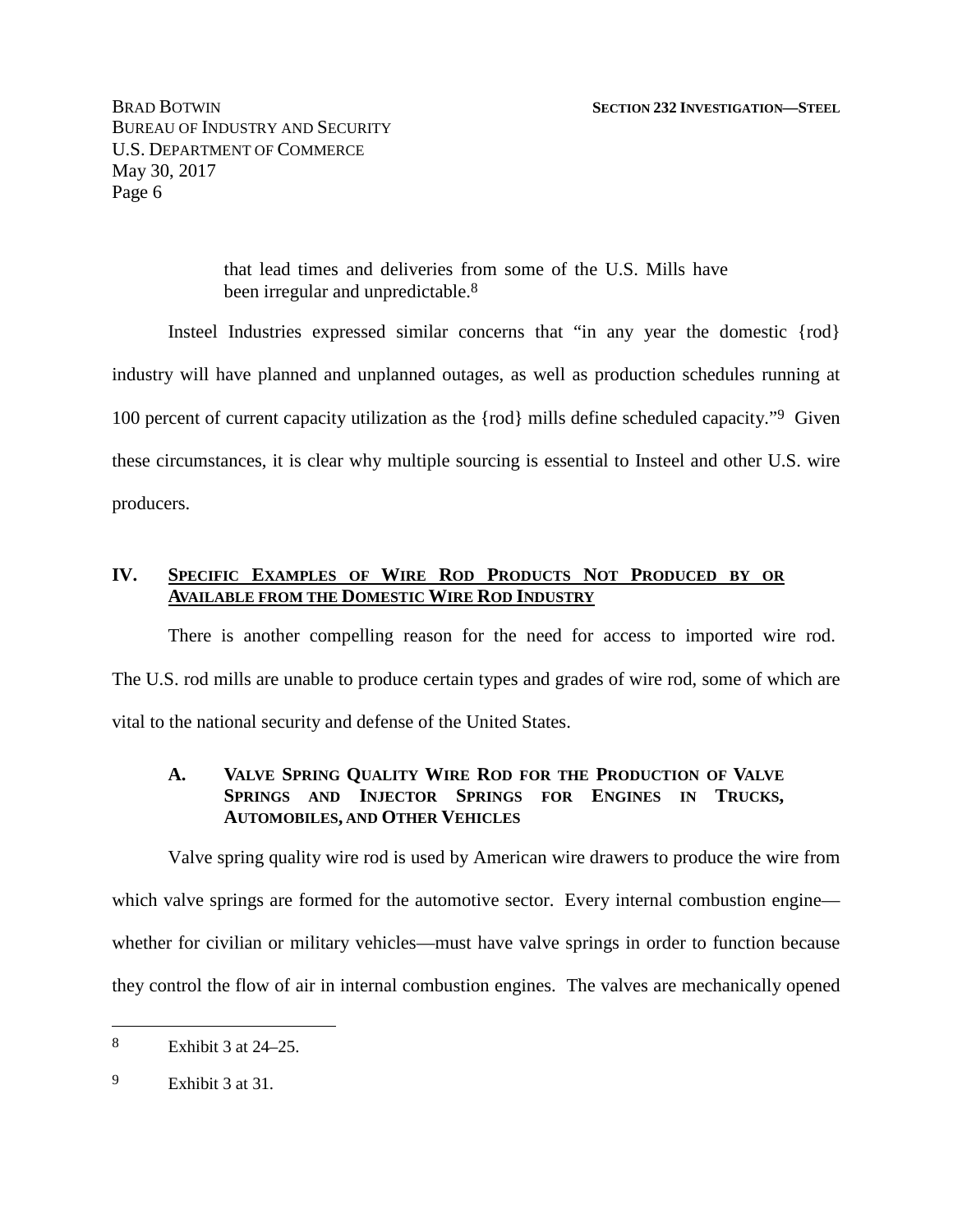> that lead times and deliveries from some of the U.S. Mills have been irregular and unpredictable.[8]

Insteel Industries expressed similar concerns that "in any year the domestic {rod} industry will have planned and unplanned outages, as well as production schedules running at 100 percent of current capacity utilization as the {rod} mills define scheduled capacity."[9] Given these circumstances, it is clear why multiple sourcing is essential to Insteel and other U.S. wire producers.

## IV. Specific Examples of Wire Rod Products Not Produced by or Available from the Domestic Wire Rod Industry

There is another compelling reason for the need for access to imported wire rod. The U.S. rod mills are unable to produce certain types and grades of wire rod, some of which are vital to the national security and defense of the United States.

### A. Valve Spring Quality Wire Rod for the Production of Valve Springs and Injector Springs for Engines in Trucks, Automobiles, and Other Vehicles

Valve spring quality wire rod is used by American wire drawers to produce the wire from which valve springs are formed for the automotive sector. Every internal combustion engine—whether for civilian or military vehicles—must have valve springs in order to function because they control the flow of air in internal combustion engines. The valves are mechanically opened

---

[8] Exhibit 3 at 24–25.

[9] Exhibit 3 at 31.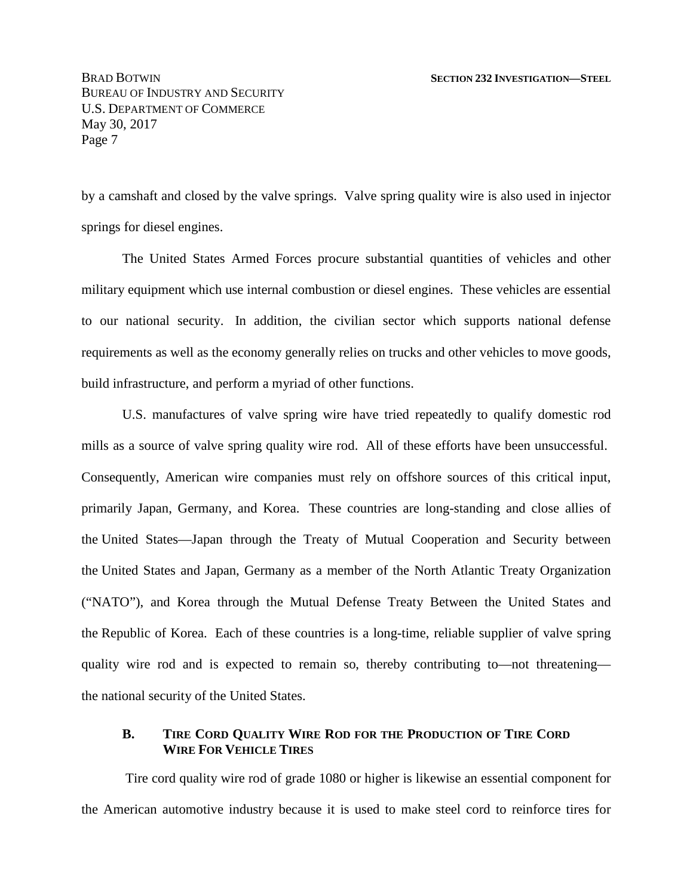by a camshaft and closed by the valve springs. Valve spring quality wire is also used in injector springs for diesel engines.

The United States Armed Forces procure substantial quantities of vehicles and other military equipment which use internal combustion or diesel engines. These vehicles are essential to our national security. In addition, the civilian sector which supports national defense requirements as well as the economy generally relies on trucks and other vehicles to move goods, build infrastructure, and perform a myriad of other functions.

U.S. manufactures of valve spring wire have tried repeatedly to qualify domestic rod mills as a source of valve spring quality wire rod. All of these efforts have been unsuccessful. Consequently, American wire companies must rely on offshore sources of this critical input, primarily Japan, Germany, and Korea. These countries are long-standing and close allies of the United States—Japan through the Treaty of Mutual Cooperation and Security between the United States and Japan, Germany as a member of the North Atlantic Treaty Organization ("NATO"), and Korea through the Mutual Defense Treaty Between the United States and the Republic of Korea. Each of these countries is a long-time, reliable supplier of valve spring quality wire rod and is expected to remain so, thereby contributing to—not threatening—the national security of the United States.

### B. Tire Cord Quality Wire Rod for the Production of Tire Cord Wire For Vehicle Tires

Tire cord quality wire rod of grade 1080 or higher is likewise an essential component for the American automotive industry because it is used to make steel cord to reinforce tires for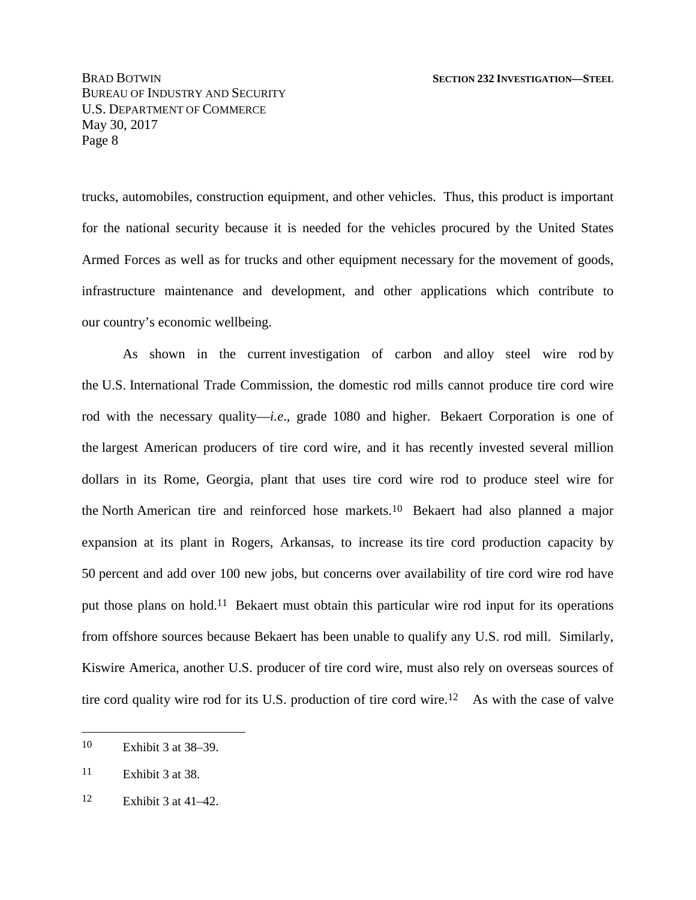trucks, automobiles, construction equipment, and other vehicles. Thus, this product is important for the national security because it is needed for the vehicles procured by the United States Armed Forces as well as for trucks and other equipment necessary for the movement of goods, infrastructure maintenance and development, and other applications which contribute to our country's economic wellbeing.

As shown in the current investigation of carbon and alloy steel wire rod by the U.S. International Trade Commission, the domestic rod mills cannot produce tire cord wire rod with the necessary quality—*i.e*., grade 1080 and higher. Bekaert Corporation is one of the largest American producers of tire cord wire, and it has recently invested several million dollars in its Rome, Georgia, plant that uses tire cord wire rod to produce steel wire for the North American tire and reinforced hose markets.[10] Bekaert had also planned a major expansion at its plant in Rogers, Arkansas, to increase its tire cord production capacity by 50 percent and add over 100 new jobs, but concerns over availability of tire cord wire rod have put those plans on hold.[11] Bekaert must obtain this particular wire rod input for its operations from offshore sources because Bekaert has been unable to qualify any U.S. rod mill. Similarly, Kiswire America, another U.S. producer of tire cord wire, must also rely on overseas sources of tire cord quality wire rod for its U.S. production of tire cord wire.[12] As with the case of valve

---

[10] Exhibit 3 at 38–39.

[11] Exhibit 3 at 38.

[12] Exhibit 3 at 41–42.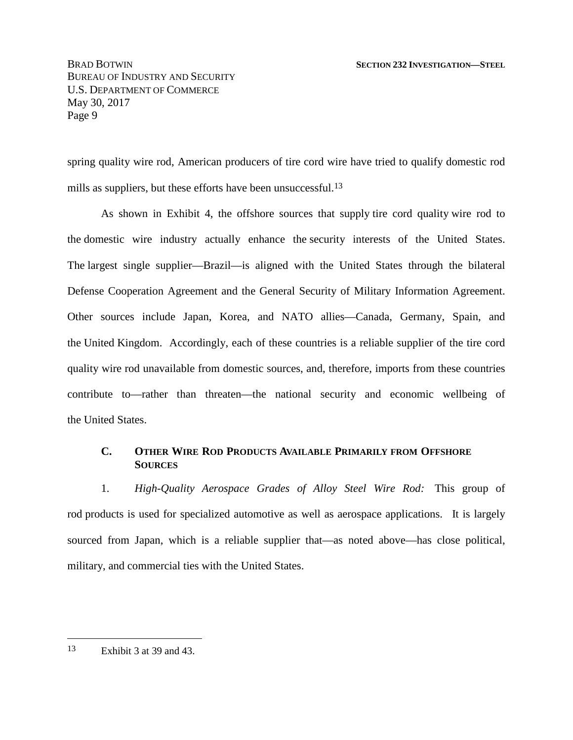spring quality wire rod, American producers of tire cord wire have tried to qualify domestic rod mills as suppliers, but these efforts have been unsuccessful.[13]

As shown in Exhibit 4, the offshore sources that supply tire cord quality wire rod to the domestic wire industry actually enhance the security interests of the United States. The largest single supplier—Brazil—is aligned with the United States through the bilateral Defense Cooperation Agreement and the General Security of Military Information Agreement. Other sources include Japan, Korea, and NATO allies—Canada, Germany, Spain, and the United Kingdom. Accordingly, each of these countries is a reliable supplier of the tire cord quality wire rod unavailable from domestic sources, and, therefore, imports from these countries contribute to—rather than threaten—the national security and economic wellbeing of the United States.

### C. OTHER WIRE ROD PRODUCTS AVAILABLE PRIMARILY FROM OFFSHORE SOURCES

1. *High-Quality Aerospace Grades of Alloy Steel Wire Rod:* This group of rod products is used for specialized automotive as well as aerospace applications. It is largely sourced from Japan, which is a reliable supplier that—as noted above—has close political, military, and commercial ties with the United States.

---

[13] Exhibit 3 at 39 and 43.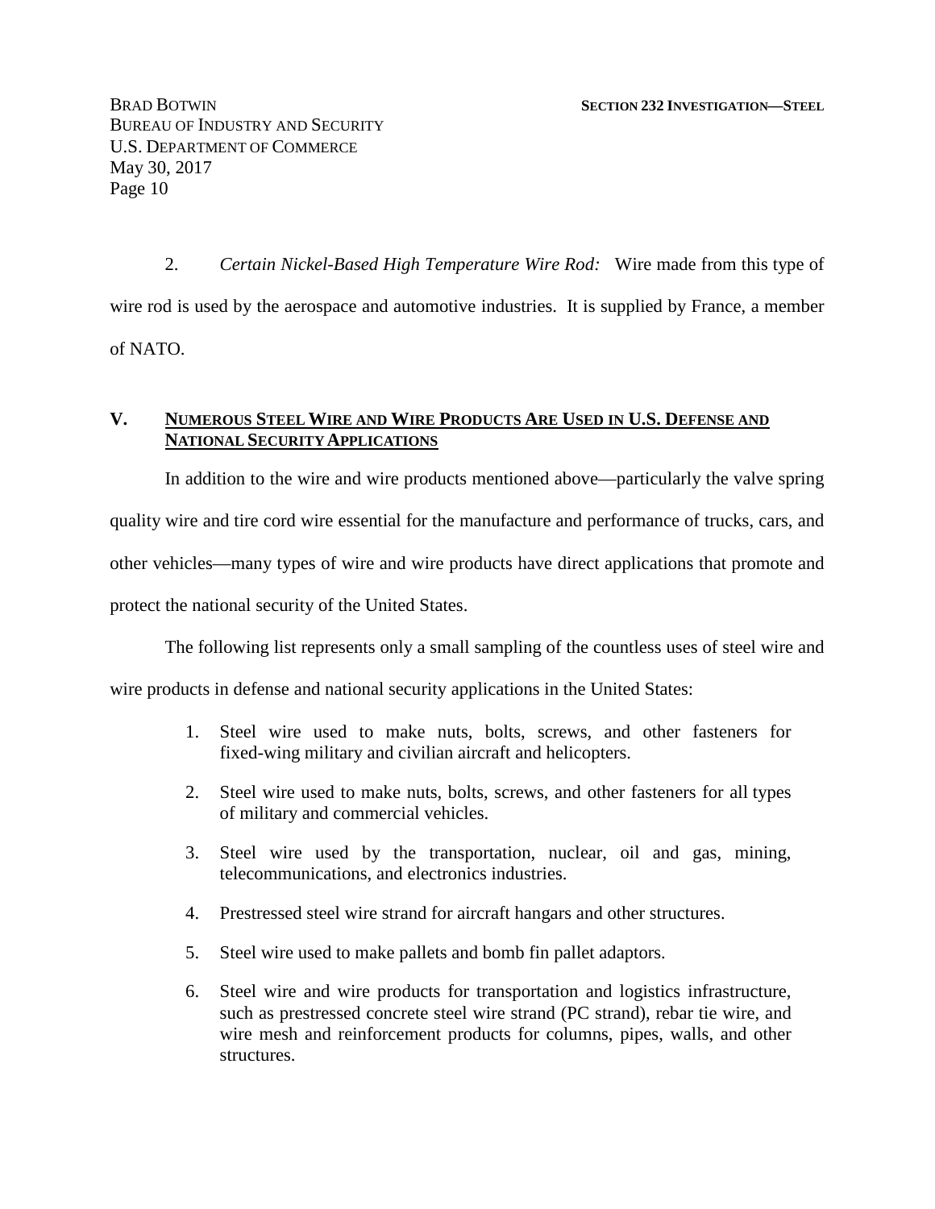2. *Certain Nickel-Based High Temperature Wire Rod:* Wire made from this type of wire rod is used by the aerospace and automotive industries. It is supplied by France, a member of NATO.

## V. NUMEROUS STEEL WIRE AND WIRE PRODUCTS ARE USED IN U.S. DEFENSE AND NATIONAL SECURITY APPLICATIONS

In addition to the wire and wire products mentioned above—particularly the valve spring quality wire and tire cord wire essential for the manufacture and performance of trucks, cars, and other vehicles—many types of wire and wire products have direct applications that promote and protect the national security of the United States.

The following list represents only a small sampling of the countless uses of steel wire and wire products in defense and national security applications in the United States:

1. Steel wire used to make nuts, bolts, screws, and other fasteners for fixed-wing military and civilian aircraft and helicopters.

2. Steel wire used to make nuts, bolts, screws, and other fasteners for all types of military and commercial vehicles.

3. Steel wire used by the transportation, nuclear, oil and gas, mining, telecommunications, and electronics industries.

4. Prestressed steel wire strand for aircraft hangars and other structures.

5. Steel wire used to make pallets and bomb fin pallet adaptors.

6. Steel wire and wire products for transportation and logistics infrastructure, such as prestressed concrete steel wire strand (PC strand), rebar tie wire, and wire mesh and reinforcement products for columns, pipes, walls, and other structures.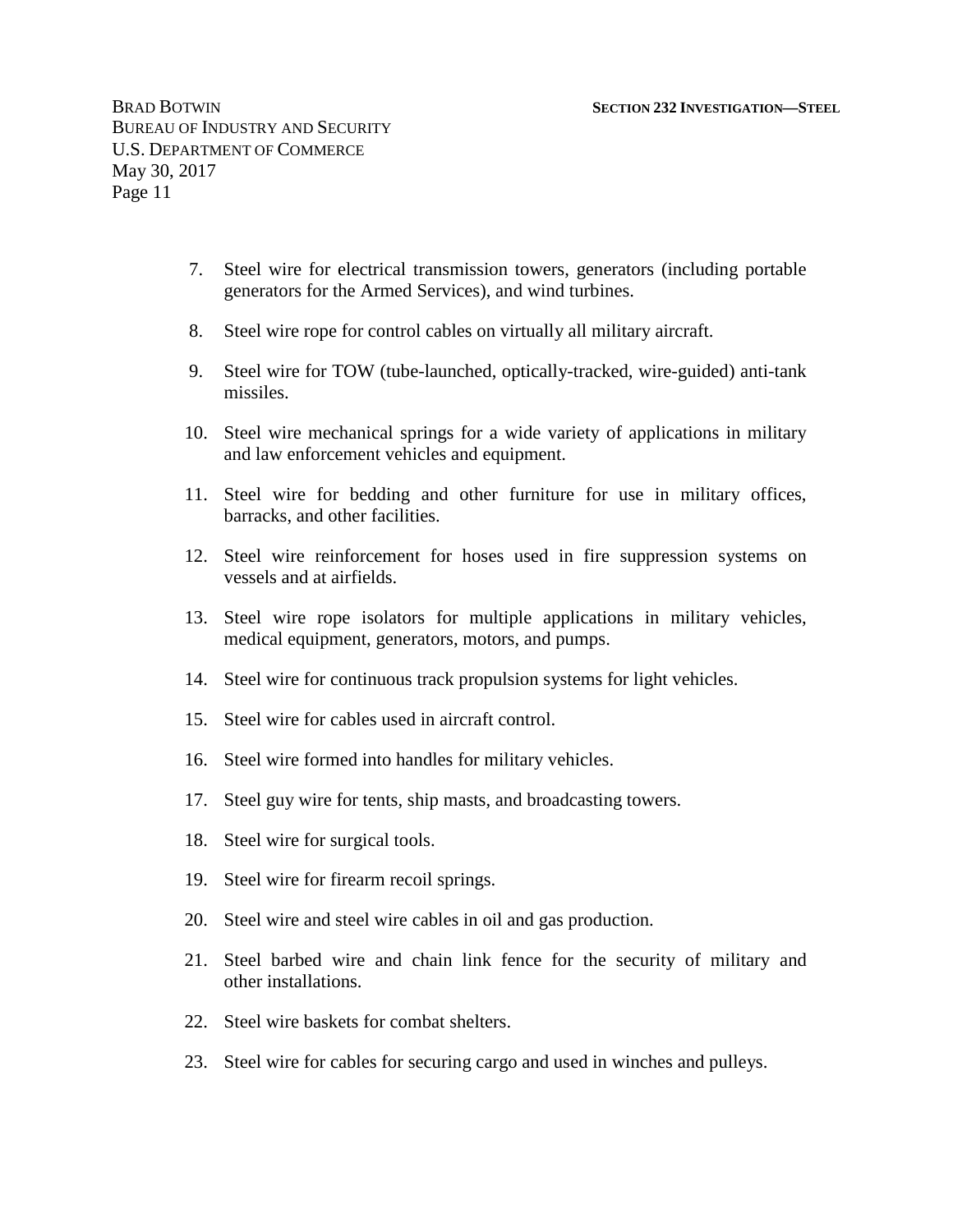7. Steel wire for electrical transmission towers, generators (including portable generators for the Armed Services), and wind turbines.

8. Steel wire rope for control cables on virtually all military aircraft.

9. Steel wire for TOW (tube-launched, optically-tracked, wire-guided) anti-tank missiles.

10. Steel wire mechanical springs for a wide variety of applications in military and law enforcement vehicles and equipment.

11. Steel wire for bedding and other furniture for use in military offices, barracks, and other facilities.

12. Steel wire reinforcement for hoses used in fire suppression systems on vessels and at airfields.

13. Steel wire rope isolators for multiple applications in military vehicles, medical equipment, generators, motors, and pumps.

14. Steel wire for continuous track propulsion systems for light vehicles.

15. Steel wire for cables used in aircraft control.

16. Steel wire formed into handles for military vehicles.

17. Steel guy wire for tents, ship masts, and broadcasting towers.

18. Steel wire for surgical tools.

19. Steel wire for firearm recoil springs.

20. Steel wire and steel wire cables in oil and gas production.

21. Steel barbed wire and chain link fence for the security of military and other installations.

22. Steel wire baskets for combat shelters.

23. Steel wire for cables for securing cargo and used in winches and pulleys.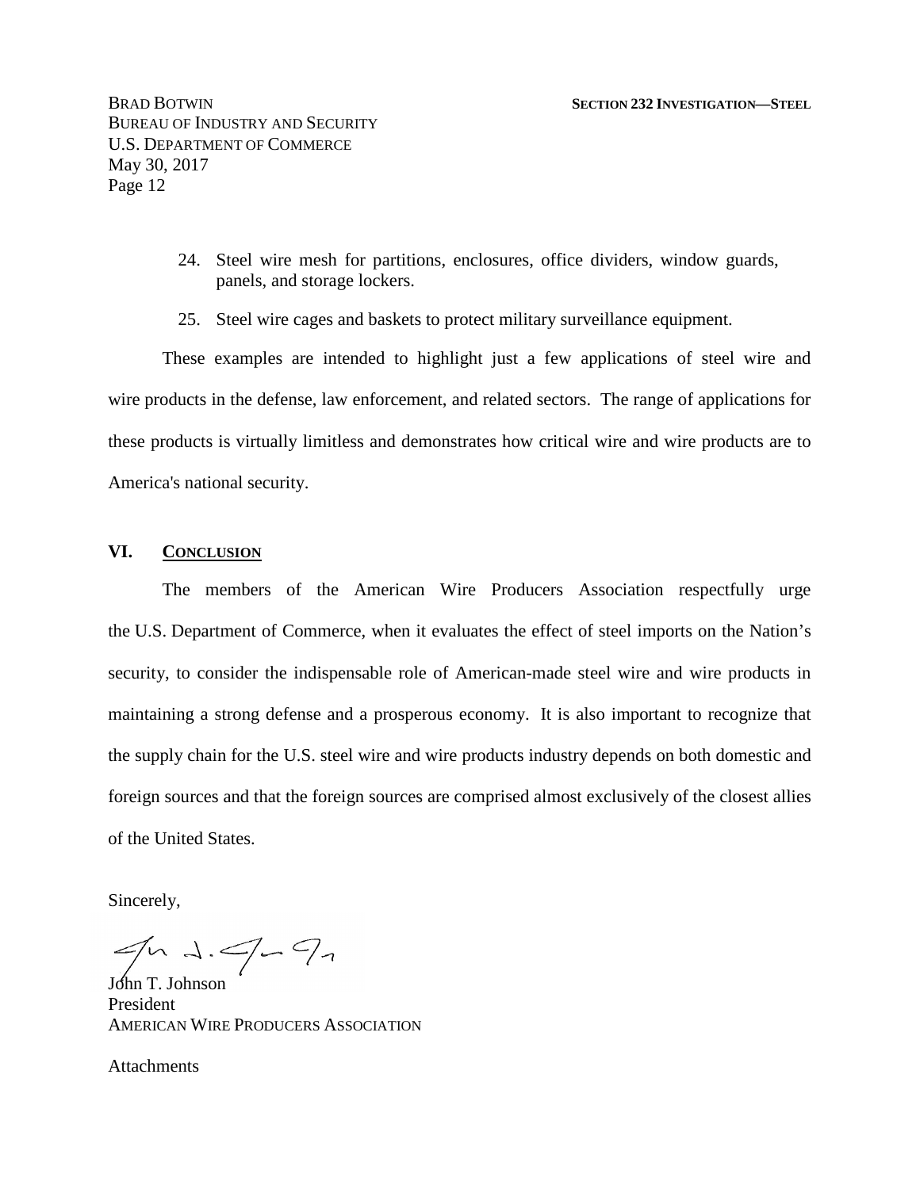24. Steel wire mesh for partitions, enclosures, office dividers, window guards, panels, and storage lockers.

25. Steel wire cages and baskets to protect military surveillance equipment.

These examples are intended to highlight just a few applications of steel wire and wire products in the defense, law enforcement, and related sectors. The range of applications for these products is virtually limitless and demonstrates how critical wire and wire products are to America's national security.

## VI. CONCLUSION

The members of the American Wire Producers Association respectfully urge the U.S. Department of Commerce, when it evaluates the effect of steel imports on the Nation's security, to consider the indispensable role of American-made steel wire and wire products in maintaining a strong defense and a prosperous economy. It is also important to recognize that the supply chain for the U.S. steel wire and wire products industry depends on both domestic and foreign sources and that the foreign sources are comprised almost exclusively of the closest allies of the United States.

Sincerely,

John T. Johnson
President
AMERICAN WIRE PRODUCERS ASSOCIATION

Attachments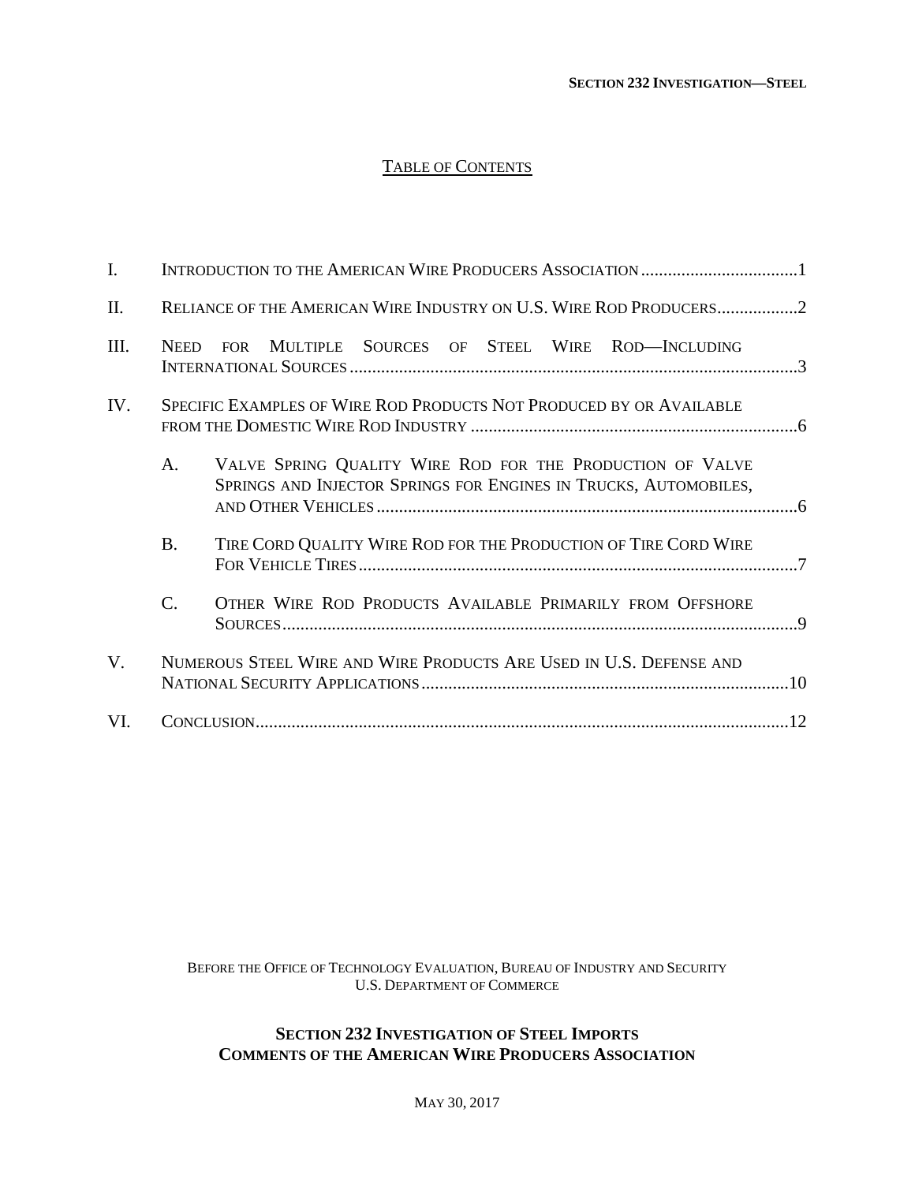## TABLE OF CONTENTS

I. INTRODUCTION TO THE AMERICAN WIRE PRODUCERS ASSOCIATION ....................................1

II. RELIANCE OF THE AMERICAN WIRE INDUSTRY ON U.S. WIRE ROD PRODUCERS..................2

III. NEED FOR MULTIPLE SOURCES OF STEEL WIRE ROD—INCLUDING INTERNATIONAL SOURCES ....................................................................................................3

IV. SPECIFIC EXAMPLES OF WIRE ROD PRODUCTS NOT PRODUCED BY OR AVAILABLE FROM THE DOMESTIC WIRE ROD INDUSTRY ..........................................................................6

- A. VALVE SPRING QUALITY WIRE ROD FOR THE PRODUCTION OF VALVE SPRINGS AND INJECTOR SPRINGS FOR ENGINES IN TRUCKS, AUTOMOBILES, AND OTHER VEHICLES ..............................................................................................6
- B. TIRE CORD QUALITY WIRE ROD FOR THE PRODUCTION OF TIRE CORD WIRE FOR VEHICLE TIRES ..................................................................................................7
- C. OTHER WIRE ROD PRODUCTS AVAILABLE PRIMARILY FROM OFFSHORE SOURCES...................................................................................................................9

V. NUMEROUS STEEL WIRE AND WIRE PRODUCTS ARE USED IN U.S. DEFENSE AND NATIONAL SECURITY APPLICATIONS ..................................................................................10

VI. CONCLUSION.......................................................................................................................12

BEFORE THE OFFICE OF TECHNOLOGY EVALUATION, BUREAU OF INDUSTRY AND SECURITY
U.S. DEPARTMENT OF COMMERCE

**SECTION 232 INVESTIGATION OF STEEL IMPORTS**
**COMMENTS OF THE AMERICAN WIRE PRODUCERS ASSOCIATION**

MAY 30, 2017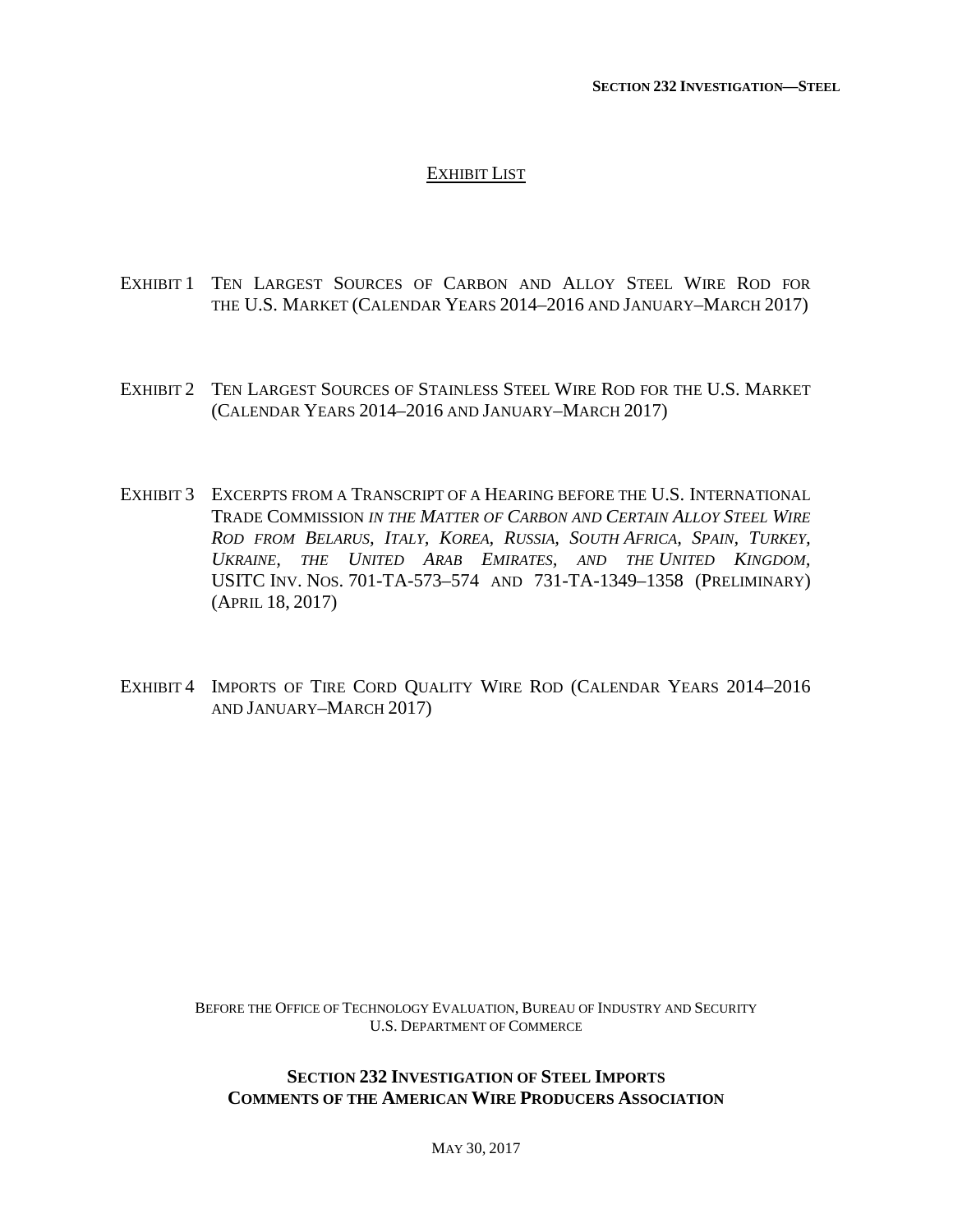## EXHIBIT LIST

EXHIBIT 1 TEN LARGEST SOURCES OF CARBON AND ALLOY STEEL WIRE ROD FOR THE U.S. MARKET (CALENDAR YEARS 2014–2016 AND JANUARY–MARCH 2017)

EXHIBIT 2 TEN LARGEST SOURCES OF STAINLESS STEEL WIRE ROD FOR THE U.S. MARKET (CALENDAR YEARS 2014–2016 AND JANUARY–MARCH 2017)

EXHIBIT 3 EXCERPTS FROM A TRANSCRIPT OF A HEARING BEFORE THE U.S. INTERNATIONAL TRADE COMMISSION *IN THE MATTER OF CARBON AND CERTAIN ALLOY STEEL WIRE ROD FROM BELARUS, ITALY, KOREA, RUSSIA, SOUTH AFRICA, SPAIN, TURKEY, UKRAINE, THE UNITED ARAB EMIRATES, AND THE UNITED KINGDOM*, USITC INV. NOS. 701-TA-573–574 AND 731-TA-1349–1358 (PRELIMINARY) (APRIL 18, 2017)

EXHIBIT 4 IMPORTS OF TIRE CORD QUALITY WIRE ROD (CALENDAR YEARS 2014–2016 AND JANUARY–MARCH 2017)

BEFORE THE OFFICE OF TECHNOLOGY EVALUATION, BUREAU OF INDUSTRY AND SECURITY
U.S. DEPARTMENT OF COMMERCE

**SECTION 232 INVESTIGATION OF STEEL IMPORTS**
**COMMENTS OF THE AMERICAN WIRE PRODUCERS ASSOCIATION**

MAY 30, 2017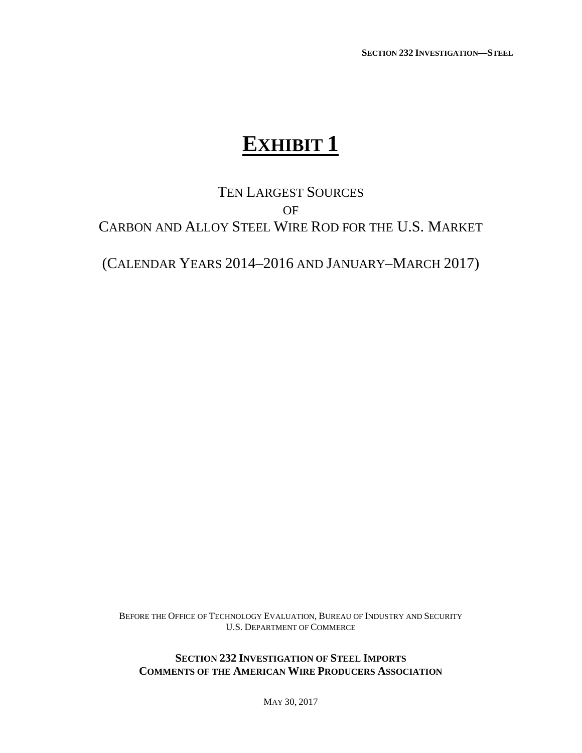# EXHIBIT 1

TEN LARGEST SOURCES

OF

CARBON AND ALLOY STEEL WIRE ROD FOR THE U.S. MARKET

(CALENDAR YEARS 2014–2016 AND JANUARY–MARCH 2017)

BEFORE THE OFFICE OF TECHNOLOGY EVALUATION, BUREAU OF INDUSTRY AND SECURITY
U.S. DEPARTMENT OF COMMERCE

**SECTION 232 INVESTIGATION OF STEEL IMPORTS**
**COMMENTS OF THE AMERICAN WIRE PRODUCERS ASSOCIATION**

MAY 30, 2017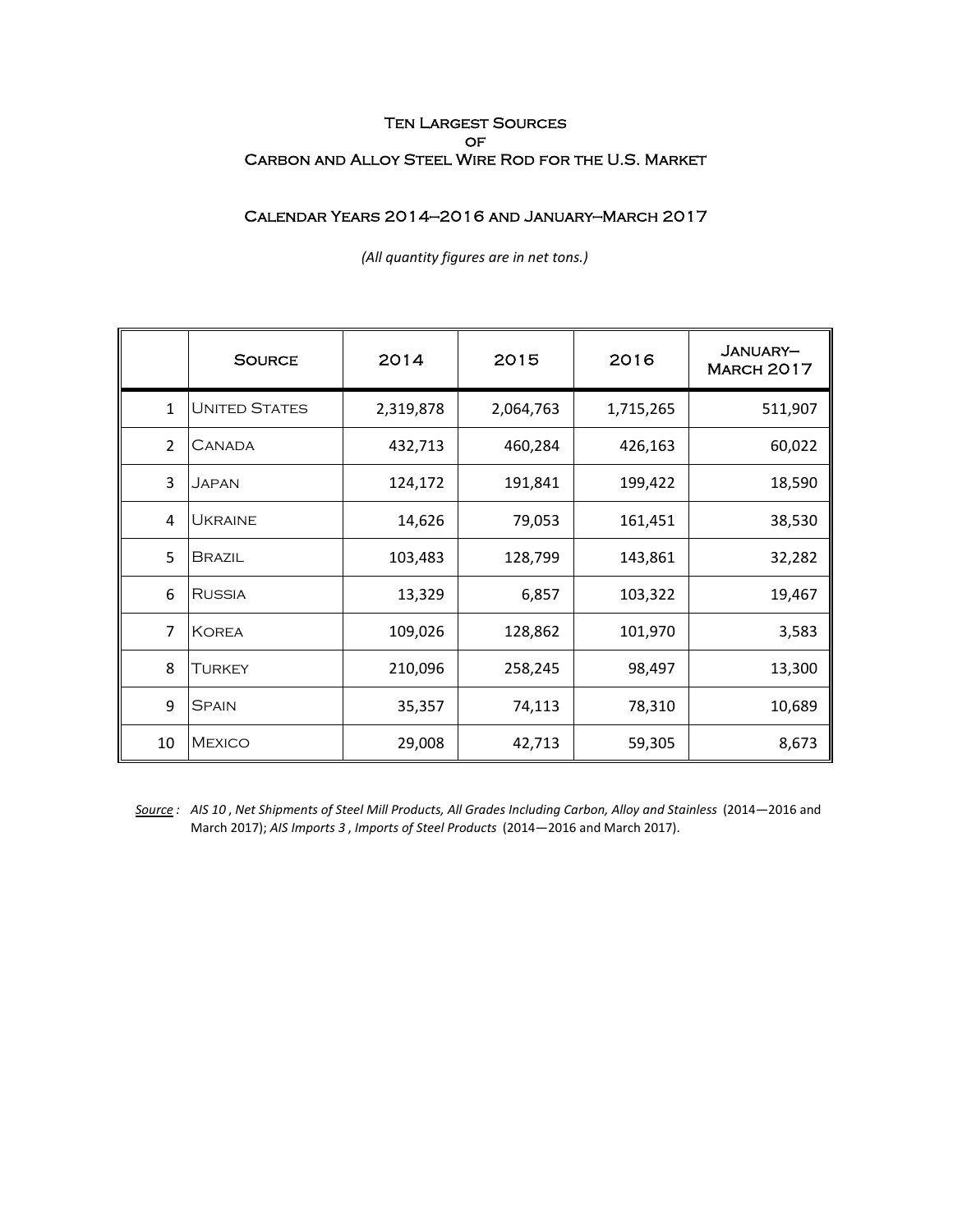# Ten Largest Sources of Carbon and Alloy Steel Wire Rod for the U.S. Market

## Calendar Years 2014–2016 and January–March 2017

*(All quantity figures are in net tons.)*

| | Source | 2014 | 2015 | 2016 | January–March 2017 |
|---|---|---|---|---|---|
| 1 | United States | 2,319,878 | 2,064,763 | 1,715,265 | 511,907 |
| 2 | Canada | 432,713 | 460,284 | 426,163 | 60,022 |
| 3 | Japan | 124,172 | 191,841 | 199,422 | 18,590 |
| 4 | Ukraine | 14,626 | 79,053 | 161,451 | 38,530 |
| 5 | Brazil | 103,483 | 128,799 | 143,861 | 32,282 |
| 6 | Russia | 13,329 | 6,857 | 103,322 | 19,467 |
| 7 | Korea | 109,026 | 128,862 | 101,970 | 3,583 |
| 8 | Turkey | 210,096 | 258,245 | 98,497 | 13,300 |
| 9 | Spain | 35,357 | 74,113 | 78,310 | 10,689 |
| 10 | Mexico | 29,008 | 42,713 | 59,305 | 8,673 |

Source : *AIS 10 , Net Shipments of Steel Mill Products, All Grades Including Carbon, Alloy and Stainless* (2014—2016 and March 2017); *AIS Imports 3 , Imports of Steel Products* (2014—2016 and March 2017).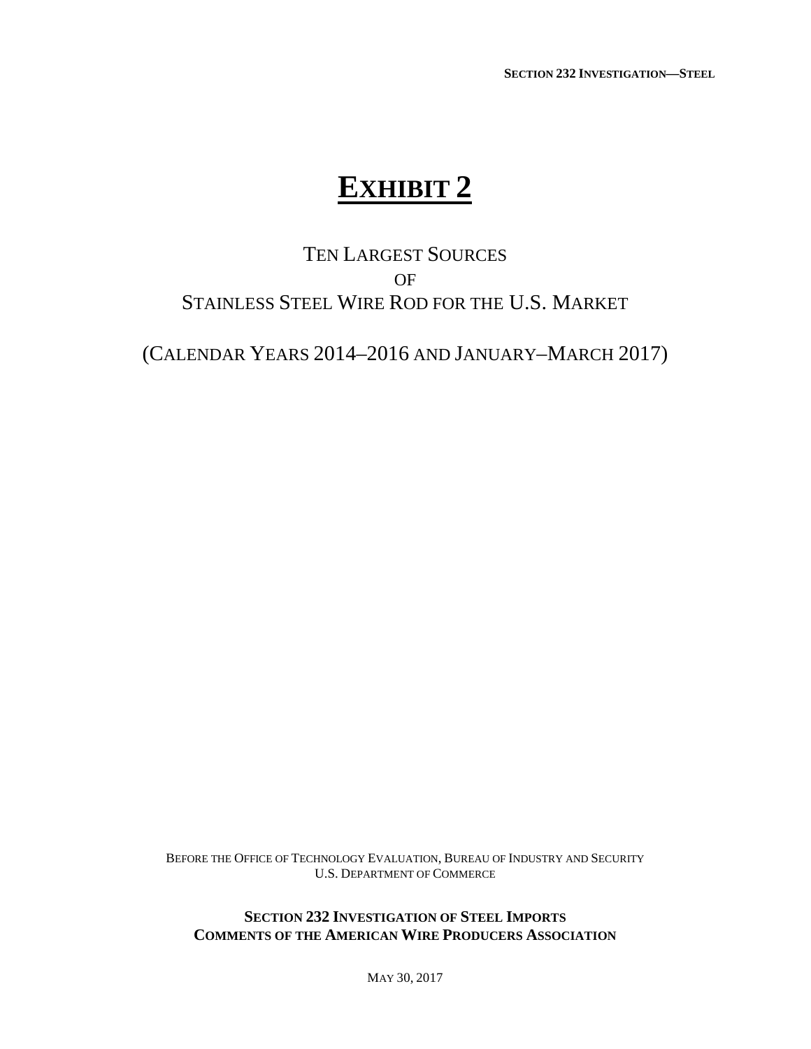# **EXHIBIT 2**

TEN LARGEST SOURCES

OF

STAINLESS STEEL WIRE ROD FOR THE U.S. MARKET

(CALENDAR YEARS 2014–2016 AND JANUARY–MARCH 2017)

BEFORE THE OFFICE OF TECHNOLOGY EVALUATION, BUREAU OF INDUSTRY AND SECURITY
U.S. DEPARTMENT OF COMMERCE

**SECTION 232 INVESTIGATION OF STEEL IMPORTS**
**COMMENTS OF THE AMERICAN WIRE PRODUCERS ASSOCIATION**

MAY 30, 2017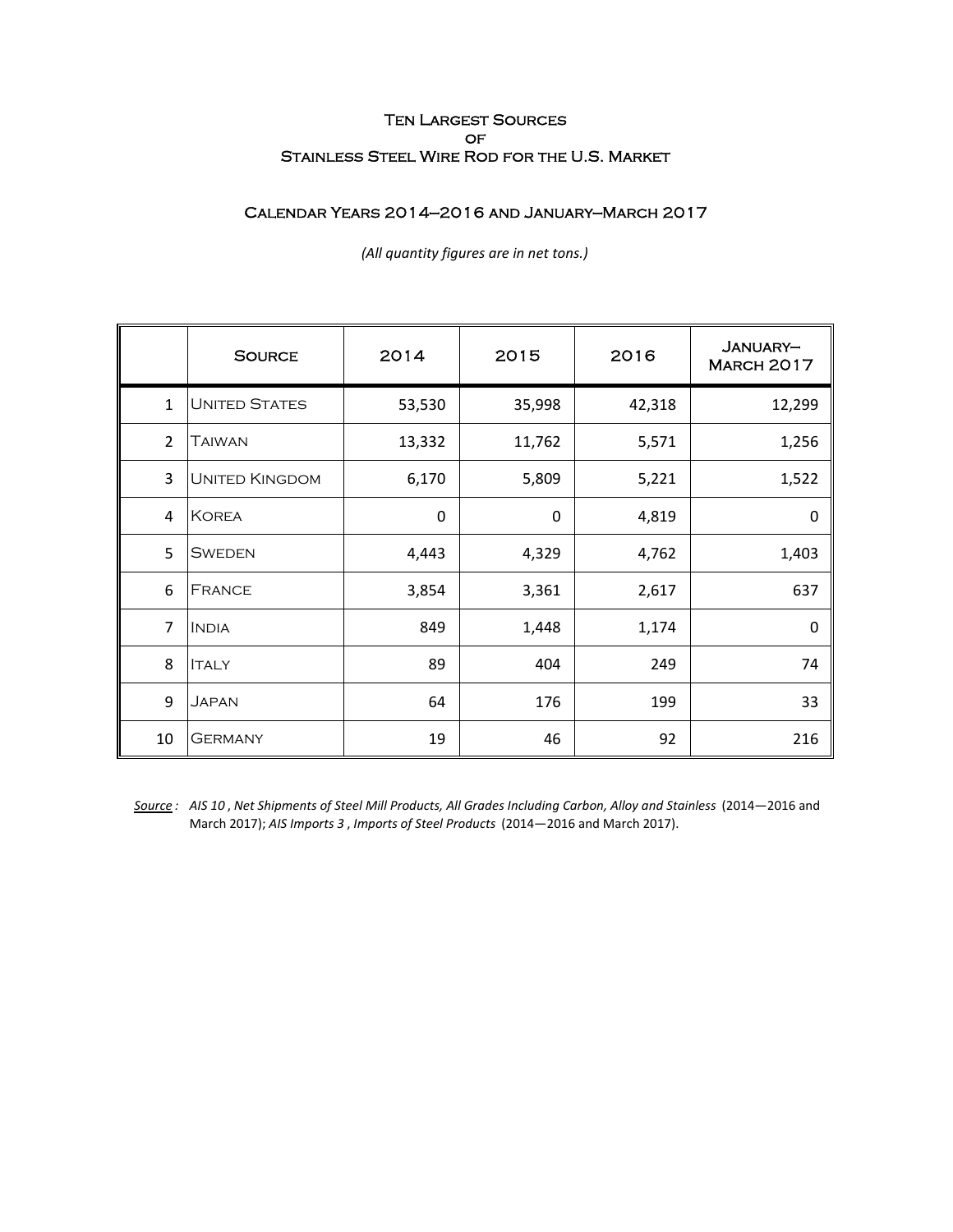# Ten Largest Sources of Stainless Steel Wire Rod for the U.S. Market

## Calendar Years 2014–2016 and January–March 2017

*(All quantity figures are in net tons.)*

| | Source | 2014 | 2015 | 2016 | January–March 2017 |
|---|---|---|---|---|---|
| 1 | United States | 53,530 | 35,998 | 42,318 | 12,299 |
| 2 | Taiwan | 13,332 | 11,762 | 5,571 | 1,256 |
| 3 | United Kingdom | 6,170 | 5,809 | 5,221 | 1,522 |
| 4 | Korea | 0 | 0 | 4,819 | 0 |
| 5 | Sweden | 4,443 | 4,329 | 4,762 | 1,403 |
| 6 | France | 3,854 | 3,361 | 2,617 | 637 |
| 7 | India | 849 | 1,448 | 1,174 | 0 |
| 8 | Italy | 89 | 404 | 249 | 74 |
| 9 | Japan | 64 | 176 | 199 | 33 |
| 10 | Germany | 19 | 46 | 92 | 216 |

Source: *AIS 10, Net Shipments of Steel Mill Products, All Grades Including Carbon, Alloy and Stainless* (2014—2016 and March 2017); *AIS Imports 3, Imports of Steel Products* (2014—2016 and March 2017).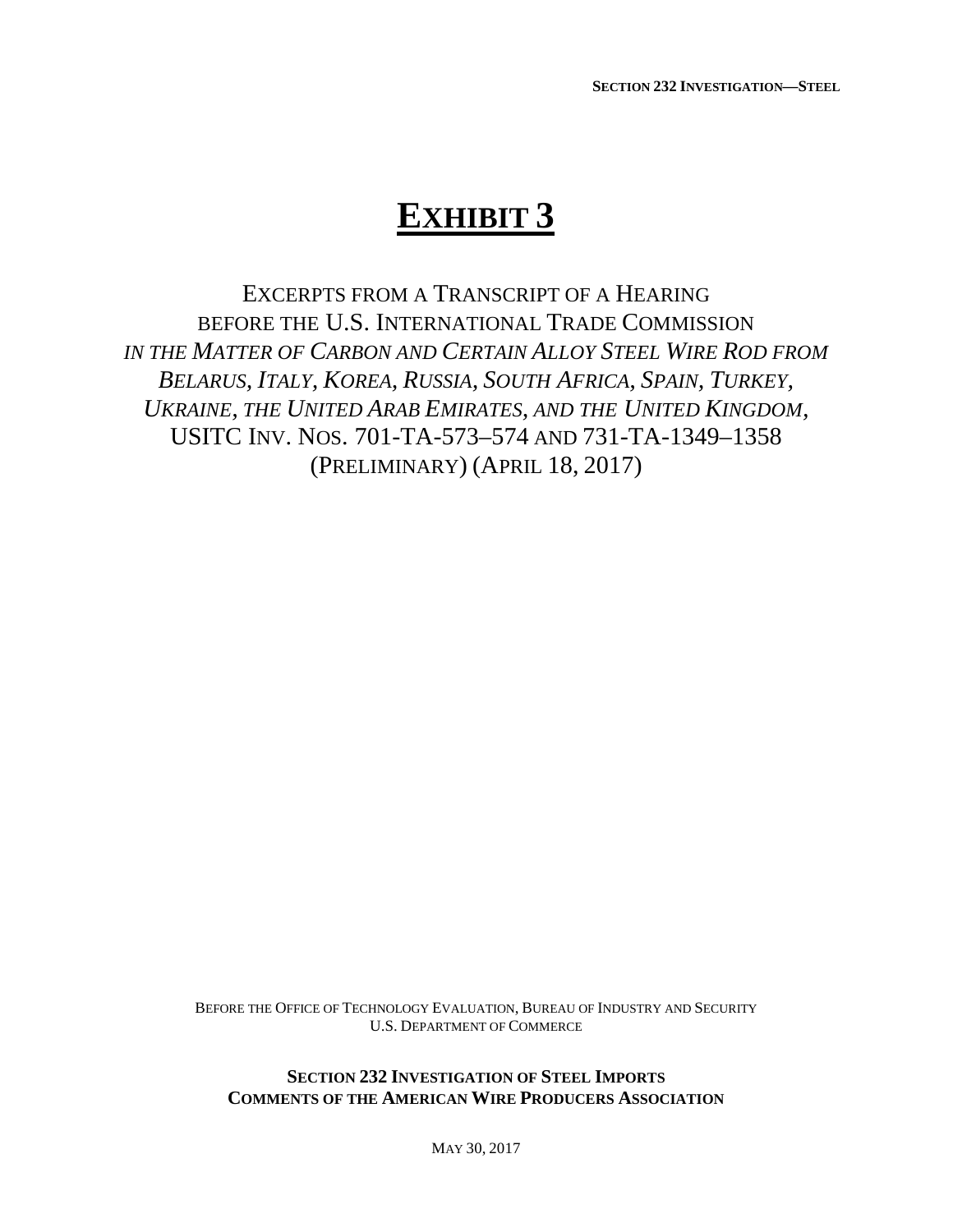# Exhibit 3

EXCERPTS FROM A TRANSCRIPT OF A HEARING
BEFORE THE U.S. INTERNATIONAL TRADE COMMISSION
*IN THE MATTER OF CARBON AND CERTAIN ALLOY STEEL WIRE ROD FROM BELARUS, ITALY, KOREA, RUSSIA, SOUTH AFRICA, SPAIN, TURKEY, UKRAINE, THE UNITED ARAB EMIRATES, AND THE UNITED KINGDOM*,
USITC INV. NOS. 701-TA-573–574 AND 731-TA-1349–1358
(PRELIMINARY) (APRIL 18, 2017)

BEFORE THE OFFICE OF TECHNOLOGY EVALUATION, BUREAU OF INDUSTRY AND SECURITY
U.S. DEPARTMENT OF COMMERCE

**SECTION 232 INVESTIGATION OF STEEL IMPORTS**
**COMMENTS OF THE AMERICAN WIRE PRODUCERS ASSOCIATION**

MAY 30, 2017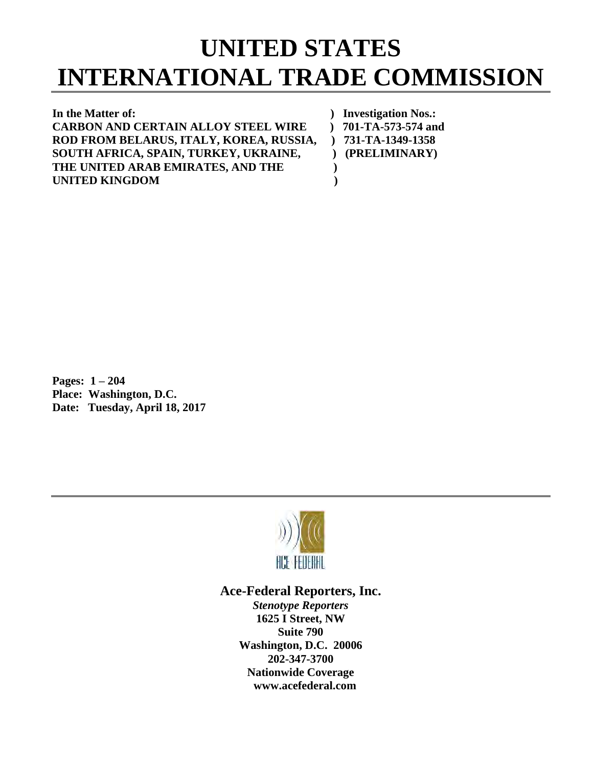# UNITED STATES INTERNATIONAL TRADE COMMISSION

| | |
|---|---|
| **In the Matter of:** | **) Investigation Nos.:** |
| **CARBON AND CERTAIN ALLOY STEEL WIRE** | **) 701-TA-573-574 and** |
| **ROD FROM BELARUS, ITALY, KOREA, RUSSIA,** | **) 731-TA-1349-1358** |
| **SOUTH AFRICA, SPAIN, TURKEY, UKRAINE,** | **) (PRELIMINARY)** |
| **THE UNITED ARAB EMIRATES, AND THE** | **)** |
| **UNITED KINGDOM** | **)** |

**Pages: 1 – 204**
**Place: Washington, D.C.**
**Date: Tuesday, April 18, 2017**

**Ace-Federal Reporters, Inc.**
***Stenotype Reporters***
**1625 I Street, NW**
**Suite 790**
**Washington, D.C. 20006**
**202-347-3700**
**Nationwide Coverage**
**www.acefederal.com**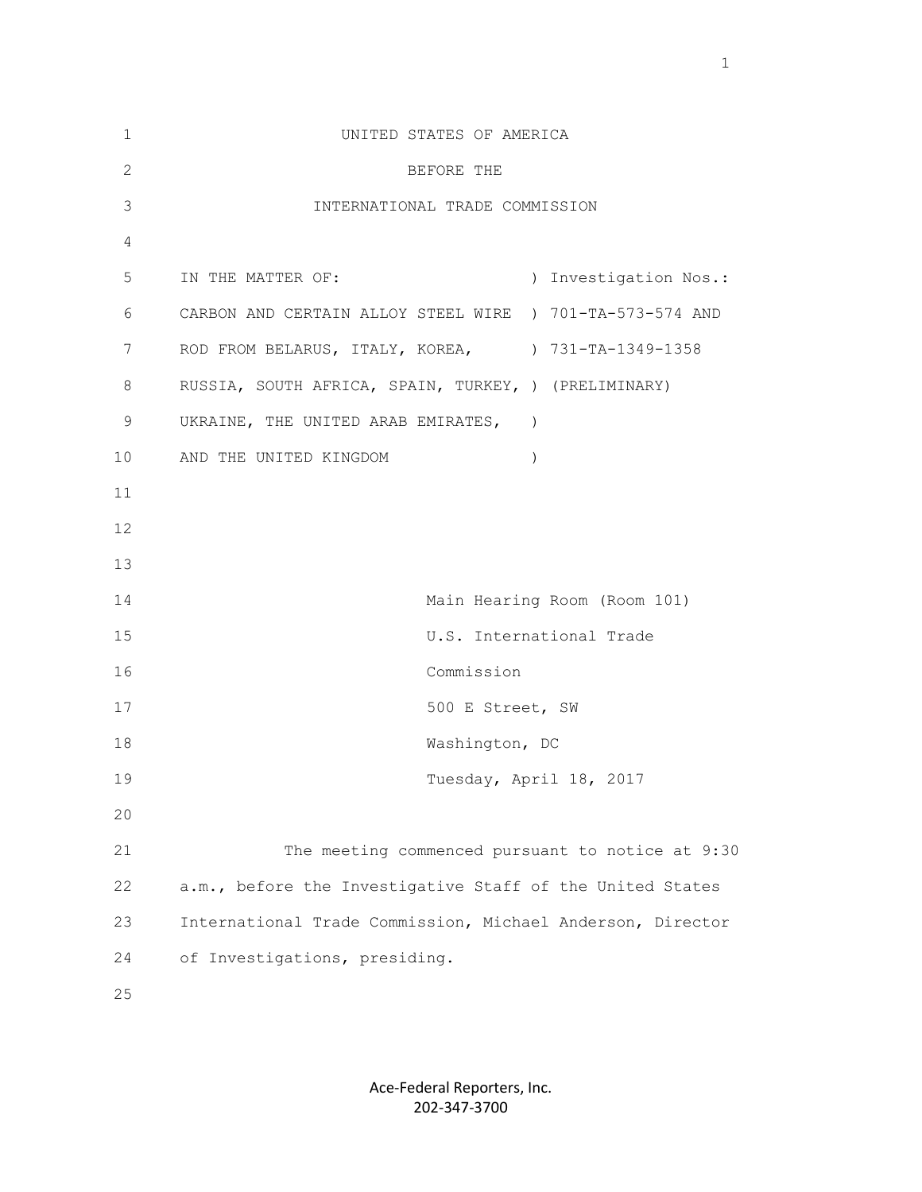UNITED STATES OF AMERICA

BEFORE THE

INTERNATIONAL TRADE COMMISSION

IN THE MATTER OF: ) Investigation Nos.:
CARBON AND CERTAIN ALLOY STEEL WIRE ) 701-TA-573-574 AND
ROD FROM BELARUS, ITALY, KOREA, ) 731-TA-1349-1358
RUSSIA, SOUTH AFRICA, SPAIN, TURKEY, ) (PRELIMINARY)
UKRAINE, THE UNITED ARAB EMIRATES, )
AND THE UNITED KINGDOM )

Main Hearing Room (Room 101)
U.S. International Trade
Commission
500 E Street, SW
Washington, DC
Tuesday, April 18, 2017

The meeting commenced pursuant to notice at 9:30 a.m., before the Investigative Staff of the United States International Trade Commission, Michael Anderson, Director of Investigations, presiding.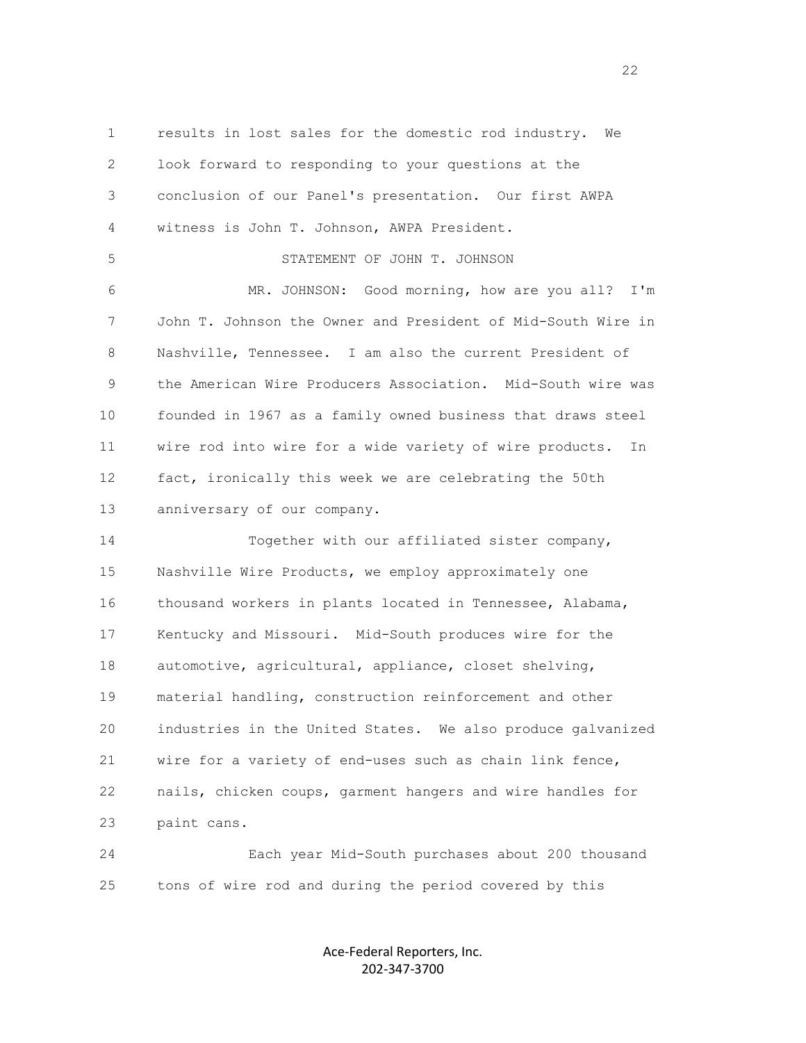results in lost sales for the domestic rod industry. We look forward to responding to your questions at the conclusion of our Panel's presentation. Our first AWPA witness is John T. Johnson, AWPA President.

STATEMENT OF JOHN T. JOHNSON

MR. JOHNSON: Good morning, how are you all? I'm John T. Johnson the Owner and President of Mid-South Wire in Nashville, Tennessee. I am also the current President of the American Wire Producers Association. Mid-South wire was founded in 1967 as a family owned business that draws steel wire rod into wire for a wide variety of wire products. In fact, ironically this week we are celebrating the 50th anniversary of our company.

Together with our affiliated sister company, Nashville Wire Products, we employ approximately one thousand workers in plants located in Tennessee, Alabama, Kentucky and Missouri. Mid-South produces wire for the automotive, agricultural, appliance, closet shelving, material handling, construction reinforcement and other industries in the United States. We also produce galvanized wire for a variety of end-uses such as chain link fence, nails, chicken coups, garment hangers and wire handles for paint cans.

Each year Mid-South purchases about 200 thousand tons of wire rod and during the period covered by this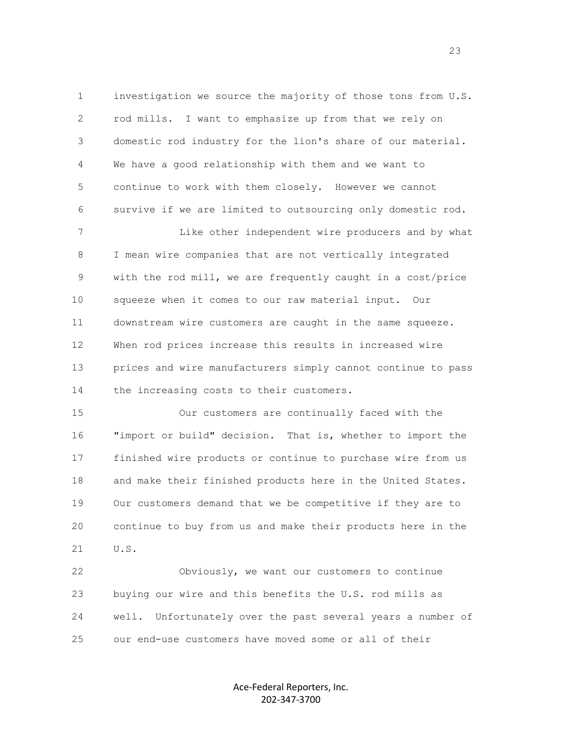investigation we source the majority of those tons from U.S. rod mills. I want to emphasize up from that we rely on domestic rod industry for the lion's share of our material. We have a good relationship with them and we want to continue to work with them closely. However we cannot survive if we are limited to outsourcing only domestic rod.

Like other independent wire producers and by what I mean wire companies that are not vertically integrated with the rod mill, we are frequently caught in a cost/price squeeze when it comes to our raw material input. Our downstream wire customers are caught in the same squeeze. When rod prices increase this results in increased wire prices and wire manufacturers simply cannot continue to pass the increasing costs to their customers.

Our customers are continually faced with the "import or build" decision. That is, whether to import the finished wire products or continue to purchase wire from us and make their finished products here in the United States. Our customers demand that we be competitive if they are to continue to buy from us and make their products here in the U.S.

Obviously, we want our customers to continue buying our wire and this benefits the U.S. rod mills as well. Unfortunately over the past several years a number of our end-use customers have moved some or all of their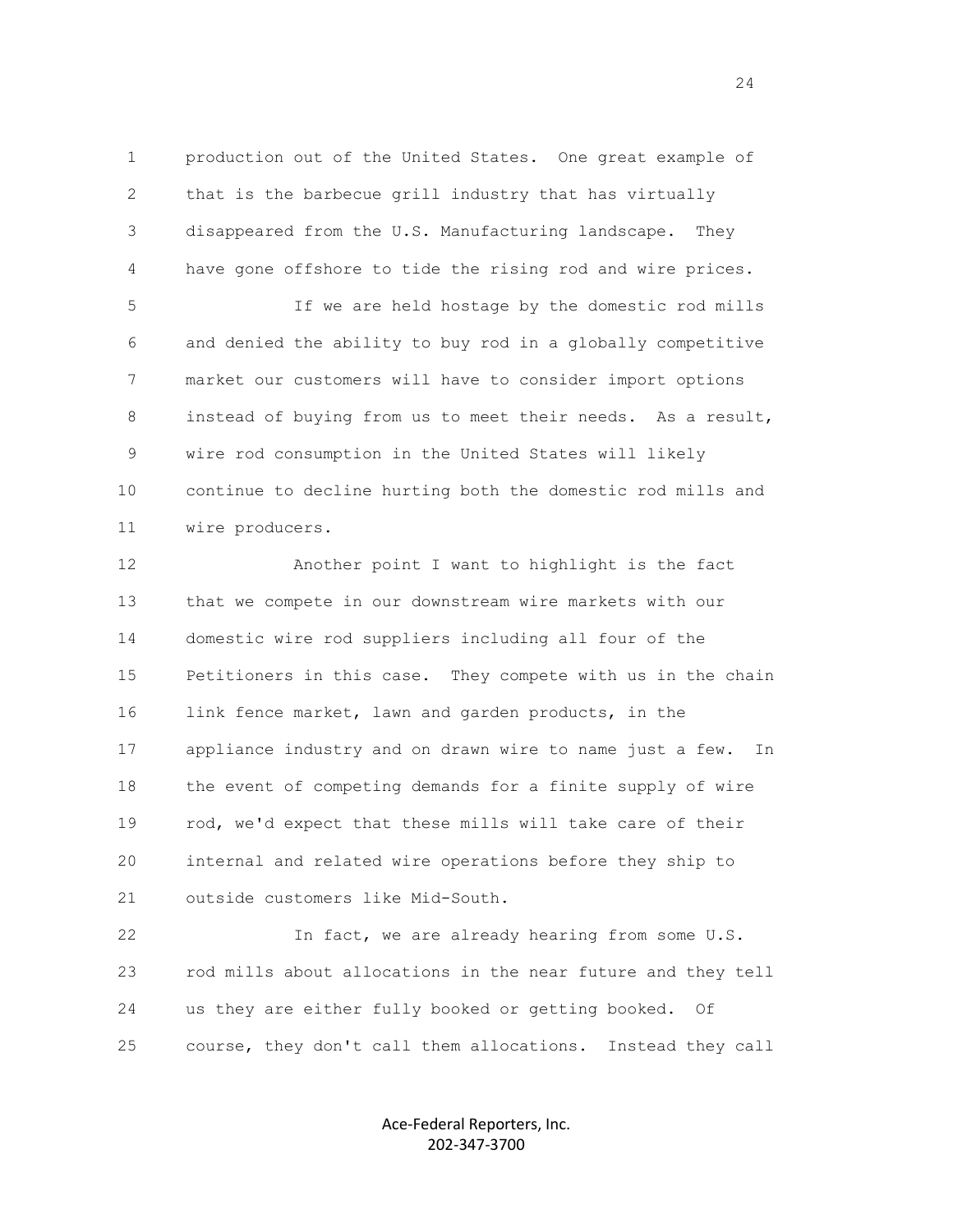production out of the United States. One great example of that is the barbecue grill industry that has virtually disappeared from the U.S. Manufacturing landscape. They have gone offshore to tide the rising rod and wire prices.

If we are held hostage by the domestic rod mills and denied the ability to buy rod in a globally competitive market our customers will have to consider import options instead of buying from us to meet their needs. As a result, wire rod consumption in the United States will likely continue to decline hurting both the domestic rod mills and wire producers.

Another point I want to highlight is the fact that we compete in our downstream wire markets with our domestic wire rod suppliers including all four of the Petitioners in this case. They compete with us in the chain link fence market, lawn and garden products, in the appliance industry and on drawn wire to name just a few. In the event of competing demands for a finite supply of wire rod, we'd expect that these mills will take care of their internal and related wire operations before they ship to outside customers like Mid-South.

In fact, we are already hearing from some U.S. rod mills about allocations in the near future and they tell us they are either fully booked or getting booked. Of course, they don't call them allocations. Instead they call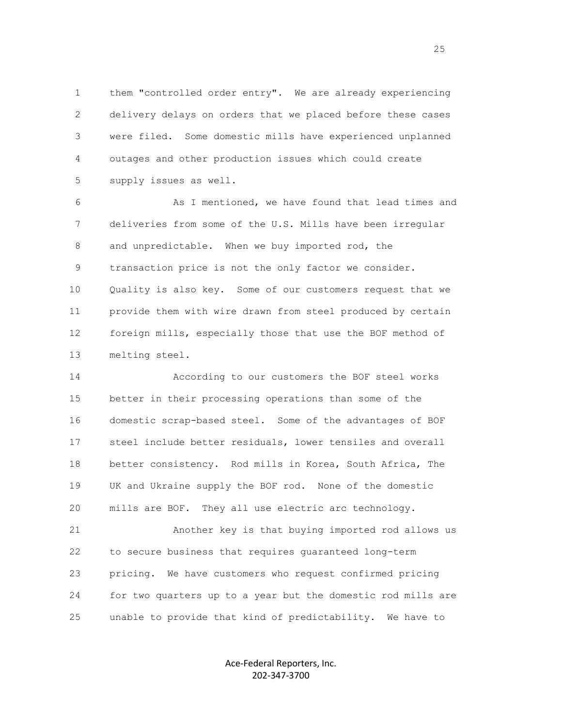them "controlled order entry". We are already experiencing delivery delays on orders that we placed before these cases were filed. Some domestic mills have experienced unplanned outages and other production issues which could create supply issues as well.

As I mentioned, we have found that lead times and deliveries from some of the U.S. Mills have been irregular and unpredictable. When we buy imported rod, the transaction price is not the only factor we consider. Quality is also key. Some of our customers request that we provide them with wire drawn from steel produced by certain foreign mills, especially those that use the BOF method of melting steel.

According to our customers the BOF steel works better in their processing operations than some of the domestic scrap-based steel. Some of the advantages of BOF steel include better residuals, lower tensiles and overall better consistency. Rod mills in Korea, South Africa, The UK and Ukraine supply the BOF rod. None of the domestic mills are BOF. They all use electric arc technology.

Another key is that buying imported rod allows us to secure business that requires guaranteed long-term pricing. We have customers who request confirmed pricing for two quarters up to a year but the domestic rod mills are unable to provide that kind of predictability. We have to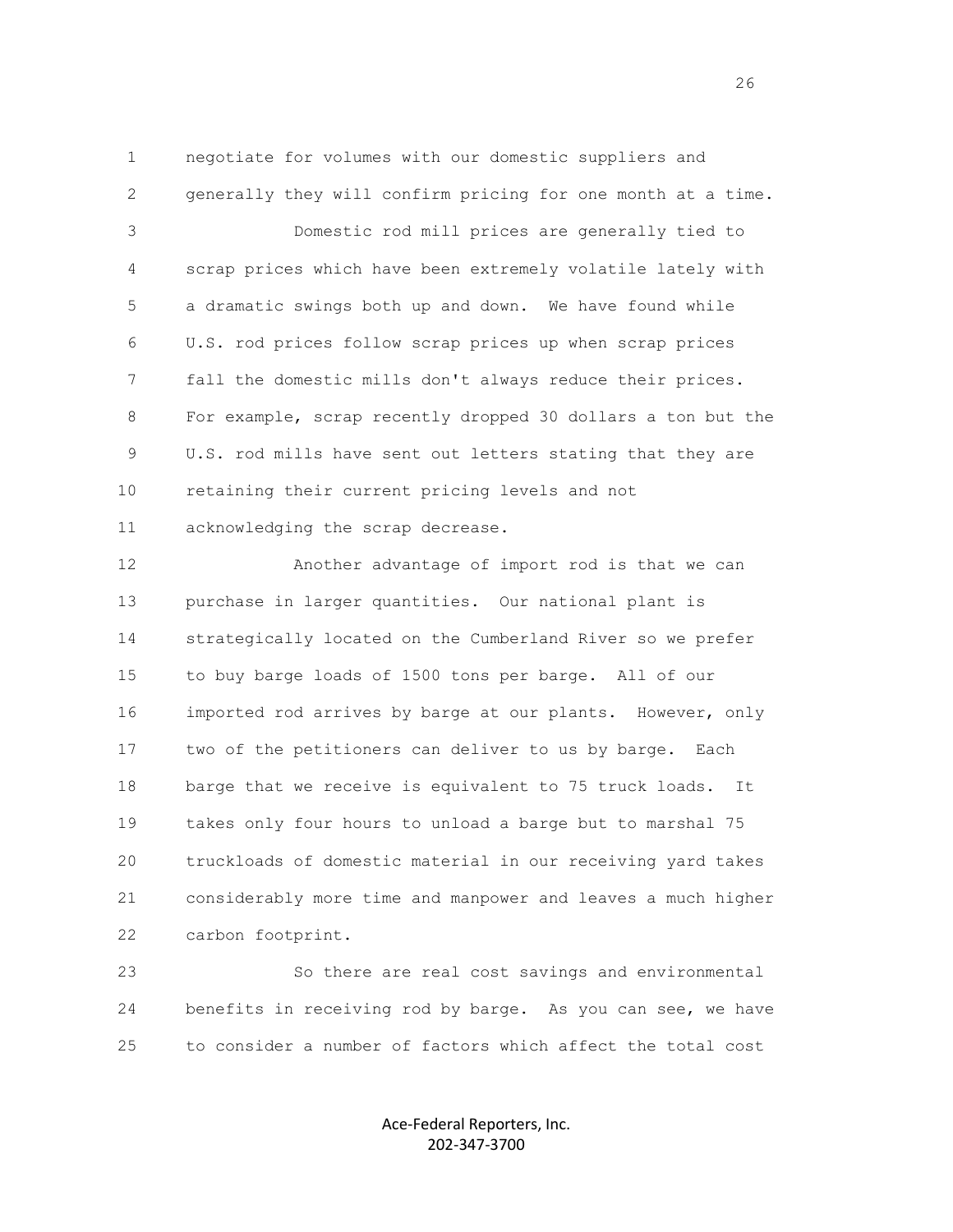negotiate for volumes with our domestic suppliers and generally they will confirm pricing for one month at a time.

Domestic rod mill prices are generally tied to scrap prices which have been extremely volatile lately with a dramatic swings both up and down. We have found while U.S. rod prices follow scrap prices up when scrap prices fall the domestic mills don't always reduce their prices. For example, scrap recently dropped 30 dollars a ton but the U.S. rod mills have sent out letters stating that they are retaining their current pricing levels and not acknowledging the scrap decrease.

Another advantage of import rod is that we can purchase in larger quantities. Our national plant is strategically located on the Cumberland River so we prefer to buy barge loads of 1500 tons per barge. All of our imported rod arrives by barge at our plants. However, only two of the petitioners can deliver to us by barge. Each barge that we receive is equivalent to 75 truck loads. It takes only four hours to unload a barge but to marshal 75 truckloads of domestic material in our receiving yard takes considerably more time and manpower and leaves a much higher carbon footprint.

So there are real cost savings and environmental benefits in receiving rod by barge. As you can see, we have to consider a number of factors which affect the total cost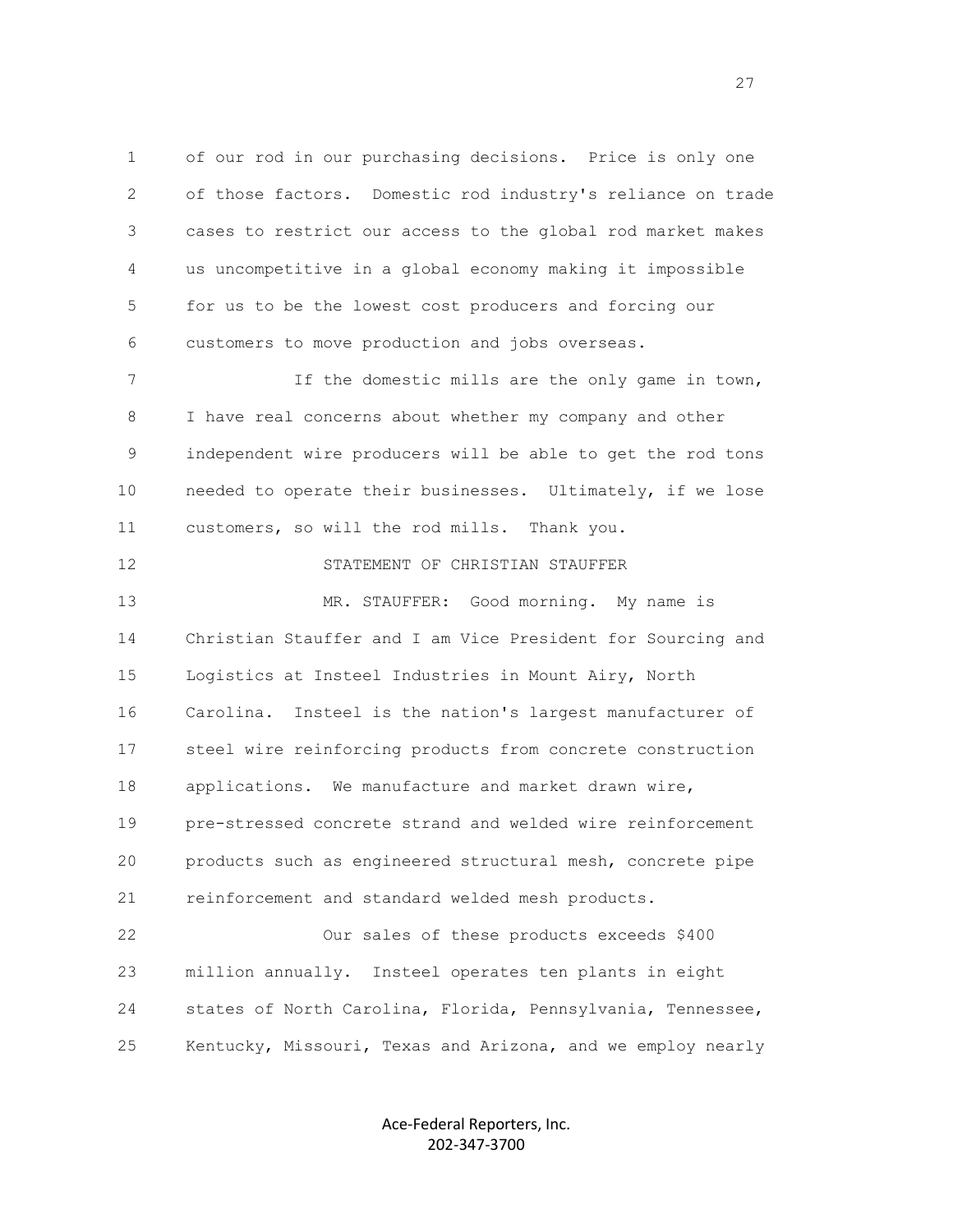of our rod in our purchasing decisions. Price is only one of those factors. Domestic rod industry's reliance on trade cases to restrict our access to the global rod market makes us uncompetitive in a global economy making it impossible for us to be the lowest cost producers and forcing our customers to move production and jobs overseas.

If the domestic mills are the only game in town, I have real concerns about whether my company and other independent wire producers will be able to get the rod tons needed to operate their businesses. Ultimately, if we lose customers, so will the rod mills. Thank you.

STATEMENT OF CHRISTIAN STAUFFER

MR. STAUFFER: Good morning. My name is Christian Stauffer and I am Vice President for Sourcing and Logistics at Insteel Industries in Mount Airy, North Carolina. Insteel is the nation's largest manufacturer of steel wire reinforcing products from concrete construction applications. We manufacture and market drawn wire, pre-stressed concrete strand and welded wire reinforcement products such as engineered structural mesh, concrete pipe reinforcement and standard welded mesh products.

Our sales of these products exceeds $400 million annually. Insteel operates ten plants in eight states of North Carolina, Florida, Pennsylvania, Tennessee, Kentucky, Missouri, Texas and Arizona, and we employ nearly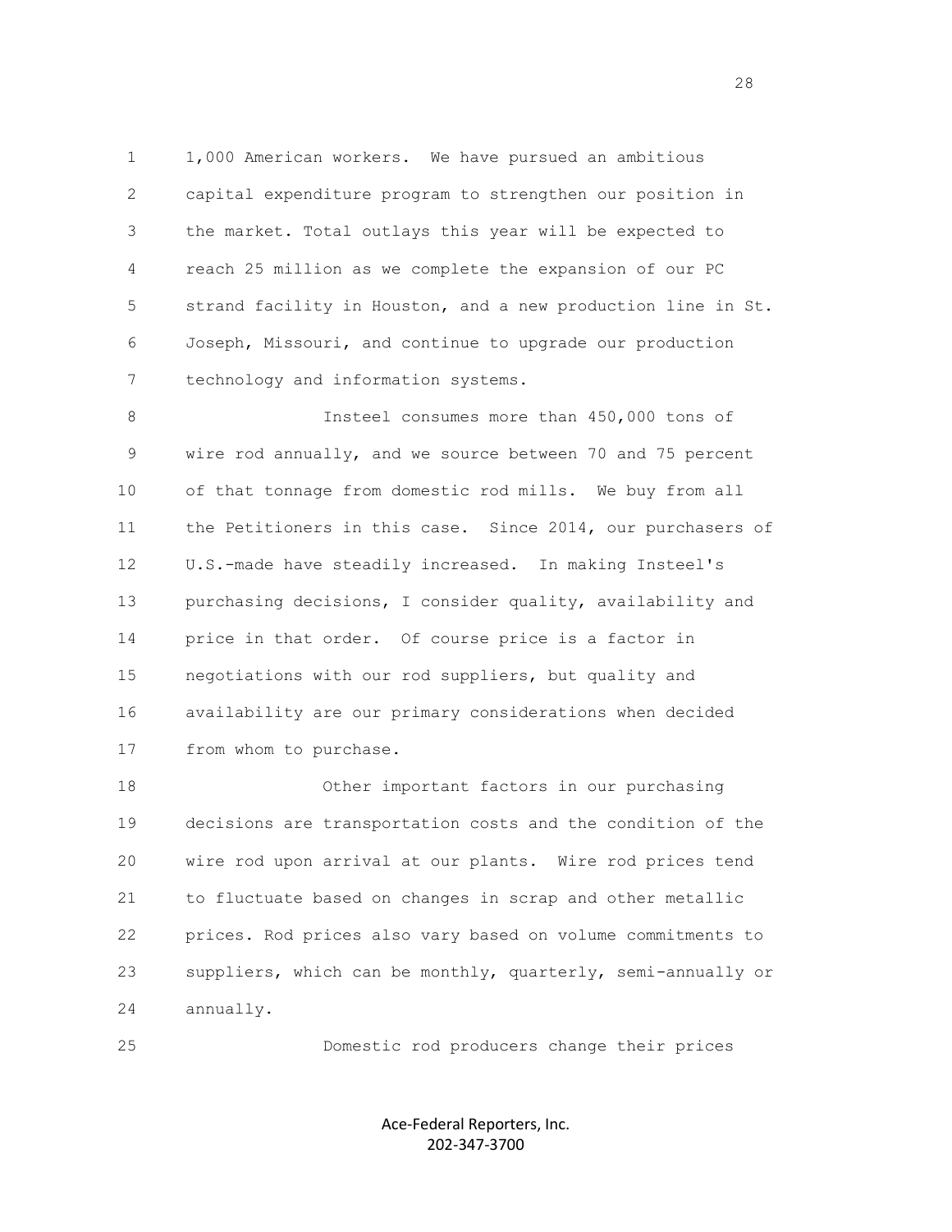1,000 American workers. We have pursued an ambitious capital expenditure program to strengthen our position in the market. Total outlays this year will be expected to reach 25 million as we complete the expansion of our PC strand facility in Houston, and a new production line in St. Joseph, Missouri, and continue to upgrade our production technology and information systems.

Insteel consumes more than 450,000 tons of wire rod annually, and we source between 70 and 75 percent of that tonnage from domestic rod mills. We buy from all the Petitioners in this case. Since 2014, our purchasers of U.S.-made have steadily increased. In making Insteel's purchasing decisions, I consider quality, availability and price in that order. Of course price is a factor in negotiations with our rod suppliers, but quality and availability are our primary considerations when decided from whom to purchase.

Other important factors in our purchasing decisions are transportation costs and the condition of the wire rod upon arrival at our plants. Wire rod prices tend to fluctuate based on changes in scrap and other metallic prices. Rod prices also vary based on volume commitments to suppliers, which can be monthly, quarterly, semi-annually or annually.

Domestic rod producers change their prices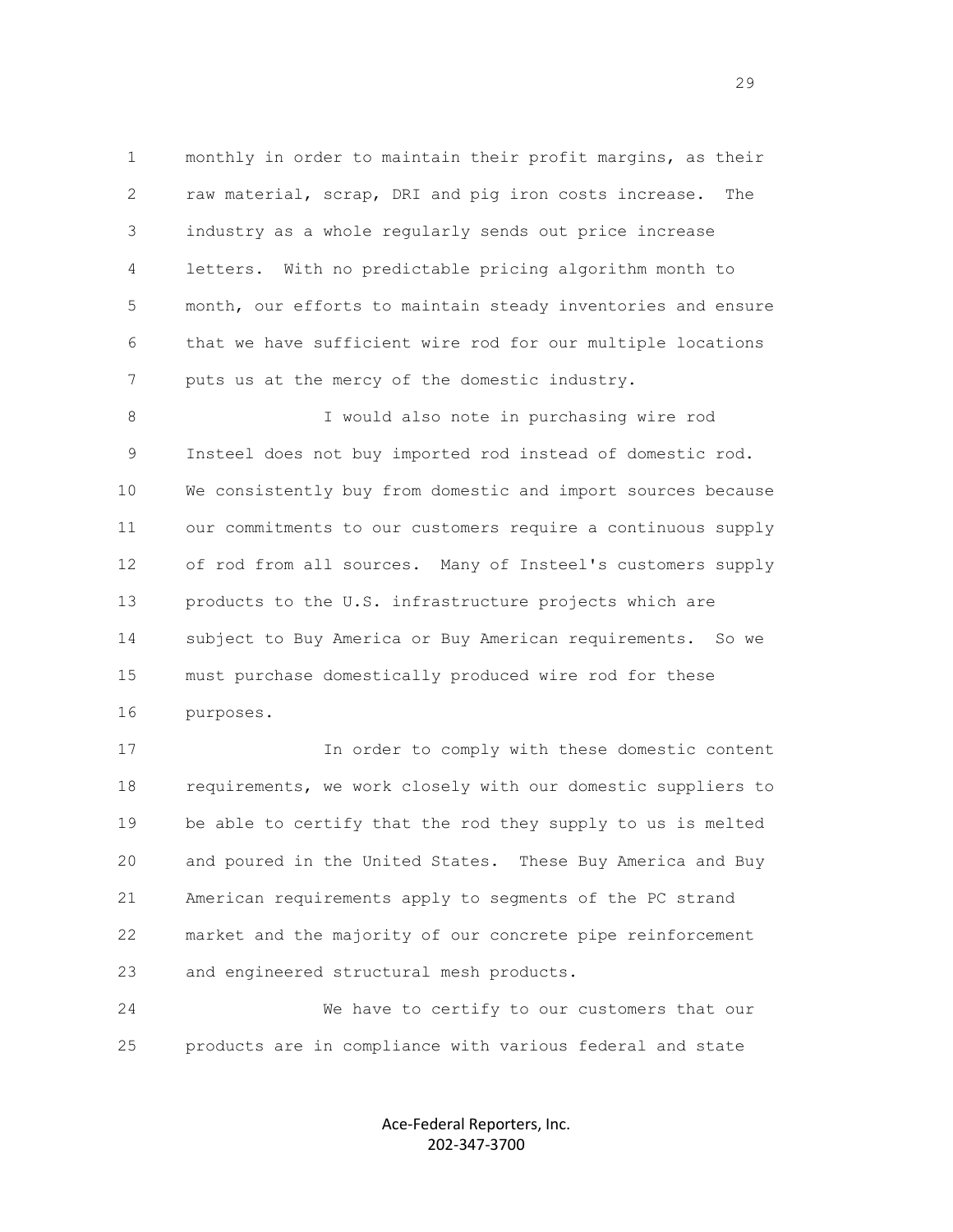monthly in order to maintain their profit margins, as their raw material, scrap, DRI and pig iron costs increase. The industry as a whole regularly sends out price increase letters. With no predictable pricing algorithm month to month, our efforts to maintain steady inventories and ensure that we have sufficient wire rod for our multiple locations puts us at the mercy of the domestic industry.

I would also note in purchasing wire rod Insteel does not buy imported rod instead of domestic rod. We consistently buy from domestic and import sources because our commitments to our customers require a continuous supply of rod from all sources. Many of Insteel's customers supply products to the U.S. infrastructure projects which are subject to Buy America or Buy American requirements. So we must purchase domestically produced wire rod for these purposes.

In order to comply with these domestic content requirements, we work closely with our domestic suppliers to be able to certify that the rod they supply to us is melted and poured in the United States. These Buy America and Buy American requirements apply to segments of the PC strand market and the majority of our concrete pipe reinforcement and engineered structural mesh products.

We have to certify to our customers that our products are in compliance with various federal and state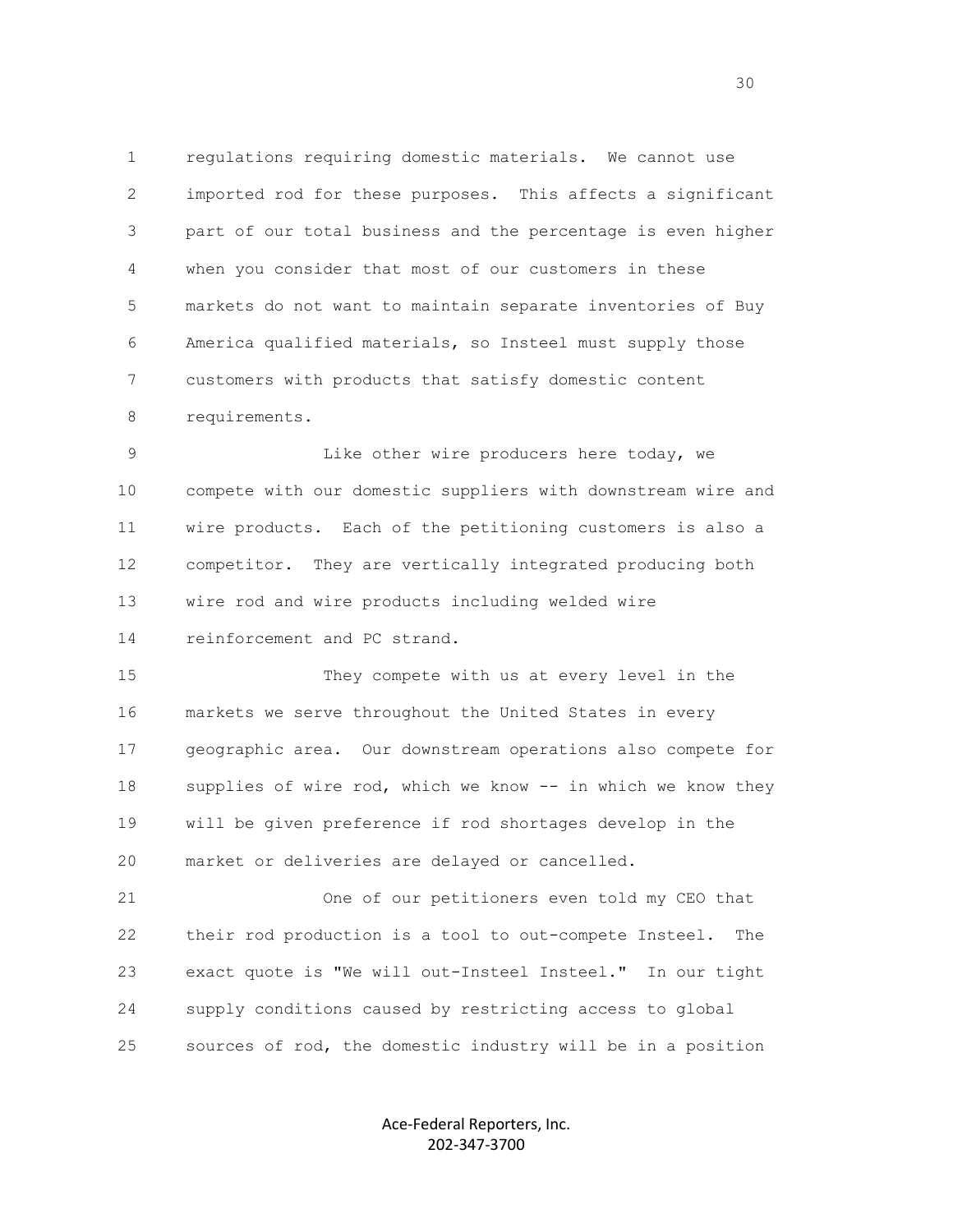regulations requiring domestic materials. We cannot use imported rod for these purposes. This affects a significant part of our total business and the percentage is even higher when you consider that most of our customers in these markets do not want to maintain separate inventories of Buy America qualified materials, so Insteel must supply those customers with products that satisfy domestic content requirements.

Like other wire producers here today, we compete with our domestic suppliers with downstream wire and wire products. Each of the petitioning customers is also a competitor. They are vertically integrated producing both wire rod and wire products including welded wire reinforcement and PC strand.

They compete with us at every level in the markets we serve throughout the United States in every geographic area. Our downstream operations also compete for supplies of wire rod, which we know -- in which we know they will be given preference if rod shortages develop in the market or deliveries are delayed or cancelled.

One of our petitioners even told my CEO that their rod production is a tool to out-compete Insteel. The exact quote is "We will out-Insteel Insteel." In our tight supply conditions caused by restricting access to global sources of rod, the domestic industry will be in a position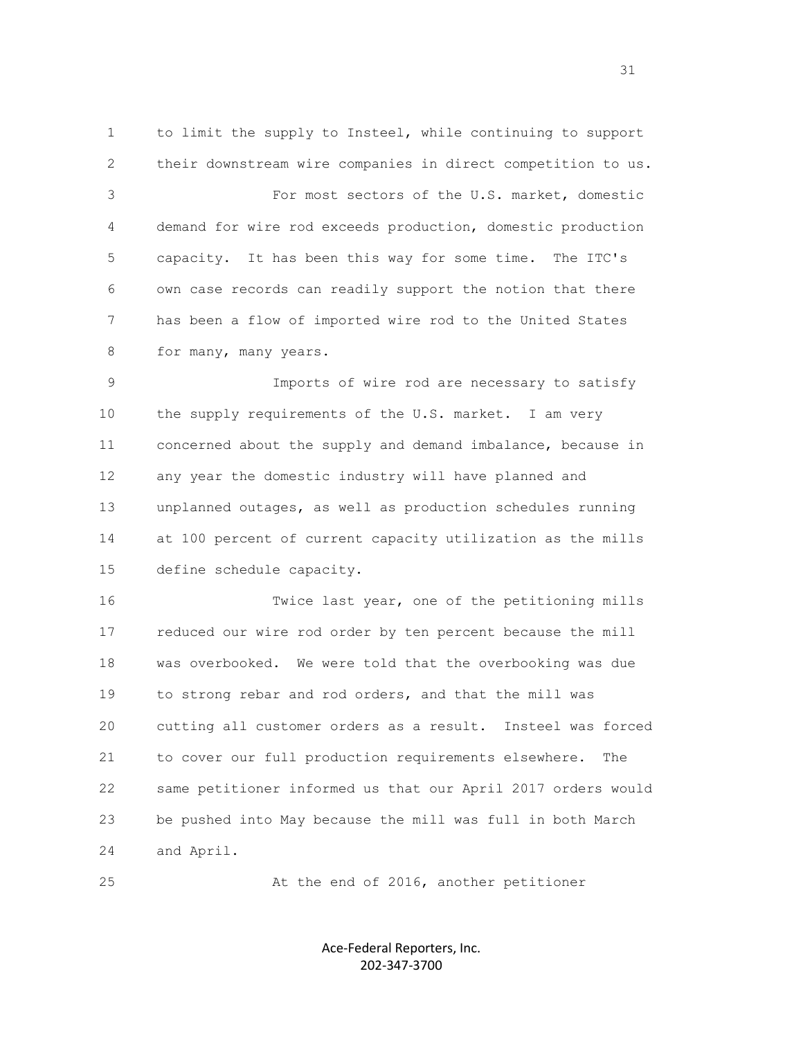to limit the supply to Insteel, while continuing to support their downstream wire companies in direct competition to us.

For most sectors of the U.S. market, domestic demand for wire rod exceeds production, domestic production capacity. It has been this way for some time. The ITC's own case records can readily support the notion that there has been a flow of imported wire rod to the United States for many, many years.

Imports of wire rod are necessary to satisfy the supply requirements of the U.S. market. I am very concerned about the supply and demand imbalance, because in any year the domestic industry will have planned and unplanned outages, as well as production schedules running at 100 percent of current capacity utilization as the mills define schedule capacity.

Twice last year, one of the petitioning mills reduced our wire rod order by ten percent because the mill was overbooked. We were told that the overbooking was due to strong rebar and rod orders, and that the mill was cutting all customer orders as a result. Insteel was forced to cover our full production requirements elsewhere. The same petitioner informed us that our April 2017 orders would be pushed into May because the mill was full in both March and April.

At the end of 2016, another petitioner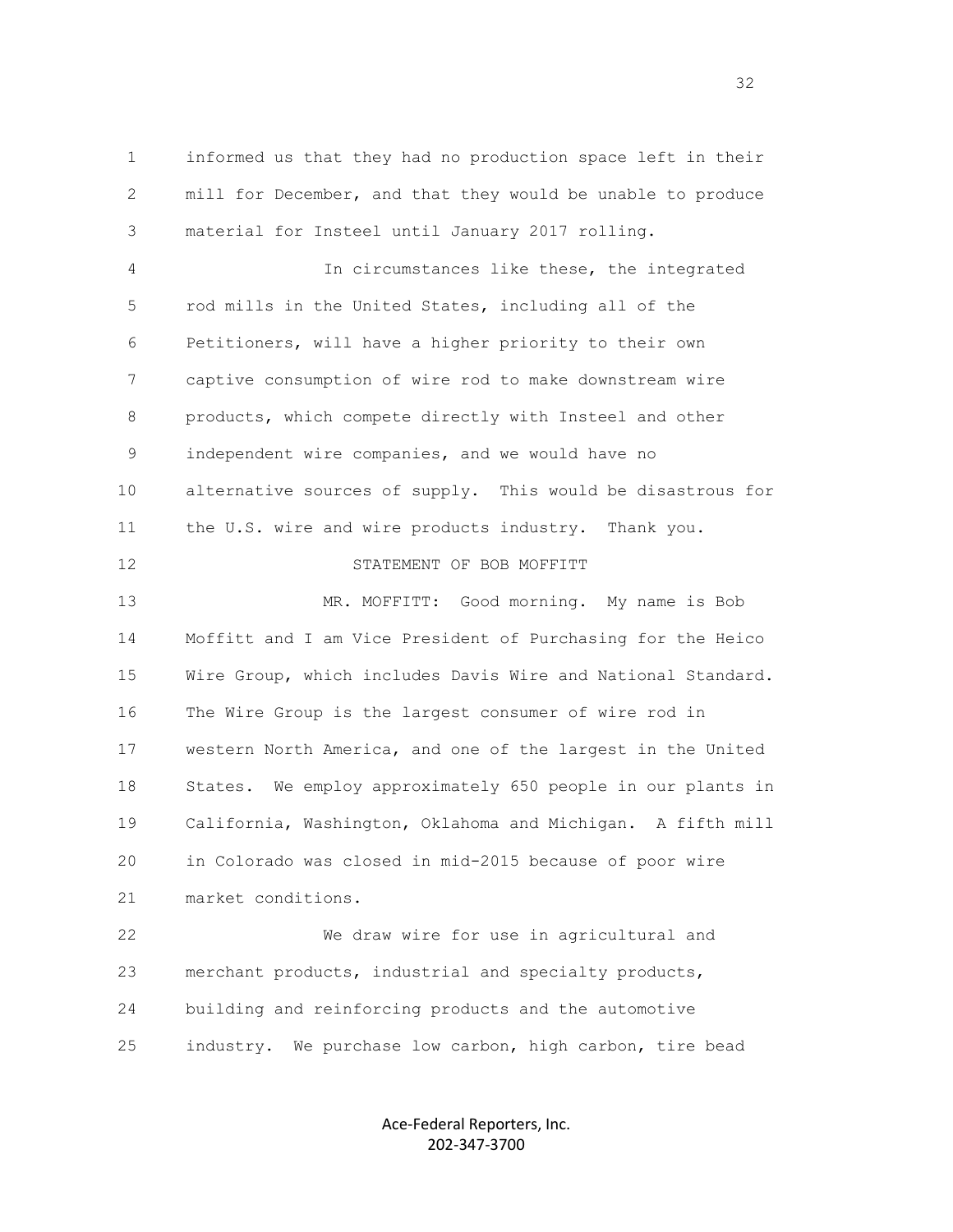informed us that they had no production space left in their mill for December, and that they would be unable to produce material for Insteel until January 2017 rolling.

In circumstances like these, the integrated rod mills in the United States, including all of the Petitioners, will have a higher priority to their own captive consumption of wire rod to make downstream wire products, which compete directly with Insteel and other independent wire companies, and we would have no alternative sources of supply. This would be disastrous for the U.S. wire and wire products industry. Thank you.

STATEMENT OF BOB MOFFITT

MR. MOFFITT: Good morning. My name is Bob Moffitt and I am Vice President of Purchasing for the Heico Wire Group, which includes Davis Wire and National Standard. The Wire Group is the largest consumer of wire rod in western North America, and one of the largest in the United States. We employ approximately 650 people in our plants in California, Washington, Oklahoma and Michigan. A fifth mill in Colorado was closed in mid-2015 because of poor wire market conditions.

We draw wire for use in agricultural and merchant products, industrial and specialty products, building and reinforcing products and the automotive industry. We purchase low carbon, high carbon, tire bead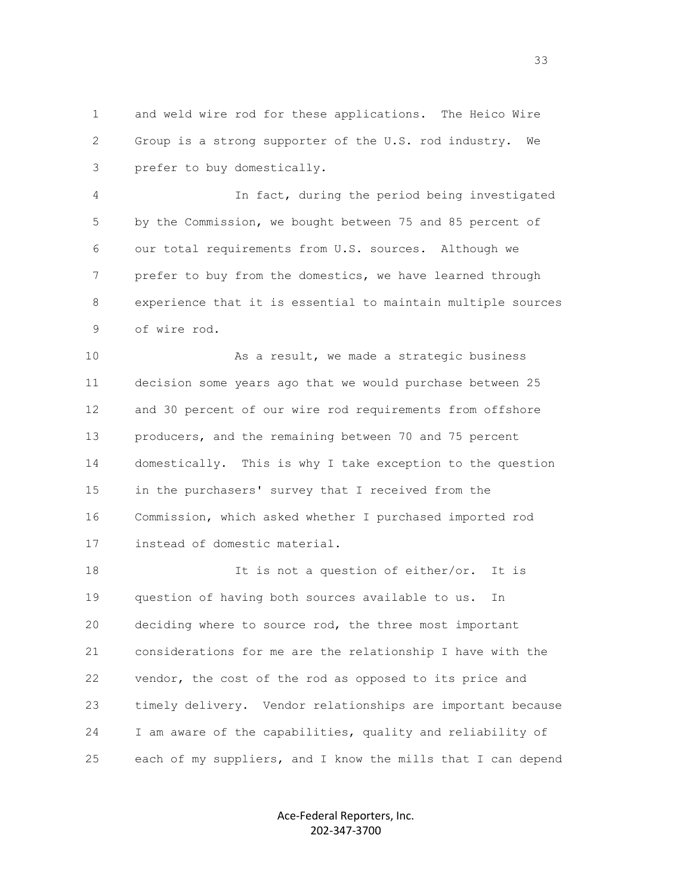and weld wire rod for these applications. The Heico Wire Group is a strong supporter of the U.S. rod industry. We prefer to buy domestically.

In fact, during the period being investigated by the Commission, we bought between 75 and 85 percent of our total requirements from U.S. sources. Although we prefer to buy from the domestics, we have learned through experience that it is essential to maintain multiple sources of wire rod.

As a result, we made a strategic business decision some years ago that we would purchase between 25 and 30 percent of our wire rod requirements from offshore producers, and the remaining between 70 and 75 percent domestically. This is why I take exception to the question in the purchasers' survey that I received from the Commission, which asked whether I purchased imported rod instead of domestic material.

It is not a question of either/or. It is question of having both sources available to us. In deciding where to source rod, the three most important considerations for me are the relationship I have with the vendor, the cost of the rod as opposed to its price and timely delivery. Vendor relationships are important because I am aware of the capabilities, quality and reliability of each of my suppliers, and I know the mills that I can depend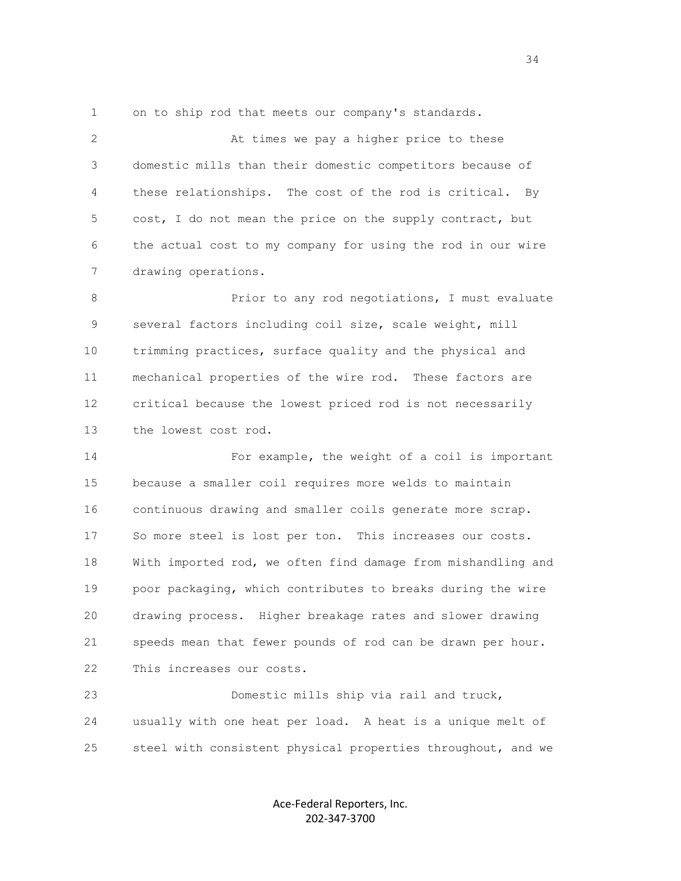on to ship rod that meets our company's standards.

At times we pay a higher price to these domestic mills than their domestic competitors because of these relationships. The cost of the rod is critical. By cost, I do not mean the price on the supply contract, but the actual cost to my company for using the rod in our wire drawing operations.

Prior to any rod negotiations, I must evaluate several factors including coil size, scale weight, mill trimming practices, surface quality and the physical and mechanical properties of the wire rod. These factors are critical because the lowest priced rod is not necessarily the lowest cost rod.

For example, the weight of a coil is important because a smaller coil requires more welds to maintain continuous drawing and smaller coils generate more scrap. So more steel is lost per ton. This increases our costs. With imported rod, we often find damage from mishandling and poor packaging, which contributes to breaks during the wire drawing process. Higher breakage rates and slower drawing speeds mean that fewer pounds of rod can be drawn per hour. This increases our costs.

Domestic mills ship via rail and truck, usually with one heat per load. A heat is a unique melt of steel with consistent physical properties throughout, and we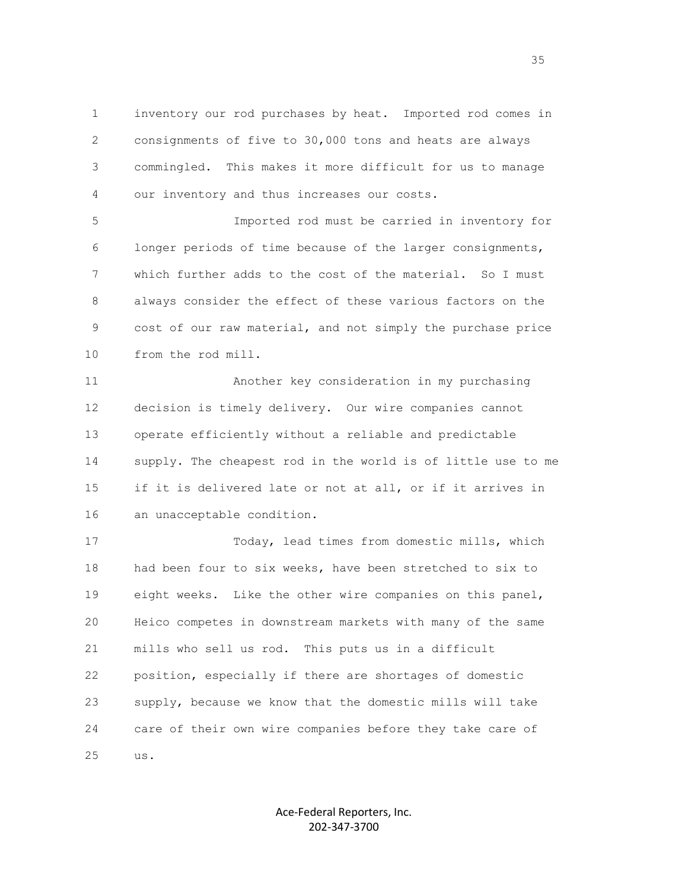inventory our rod purchases by heat. Imported rod comes in consignments of five to 30,000 tons and heats are always commingled. This makes it more difficult for us to manage our inventory and thus increases our costs.

Imported rod must be carried in inventory for longer periods of time because of the larger consignments, which further adds to the cost of the material. So I must always consider the effect of these various factors on the cost of our raw material, and not simply the purchase price from the rod mill.

Another key consideration in my purchasing decision is timely delivery. Our wire companies cannot operate efficiently without a reliable and predictable supply. The cheapest rod in the world is of little use to me if it is delivered late or not at all, or if it arrives in an unacceptable condition.

Today, lead times from domestic mills, which had been four to six weeks, have been stretched to six to eight weeks. Like the other wire companies on this panel, Heico competes in downstream markets with many of the same mills who sell us rod. This puts us in a difficult position, especially if there are shortages of domestic supply, because we know that the domestic mills will take care of their own wire companies before they take care of us.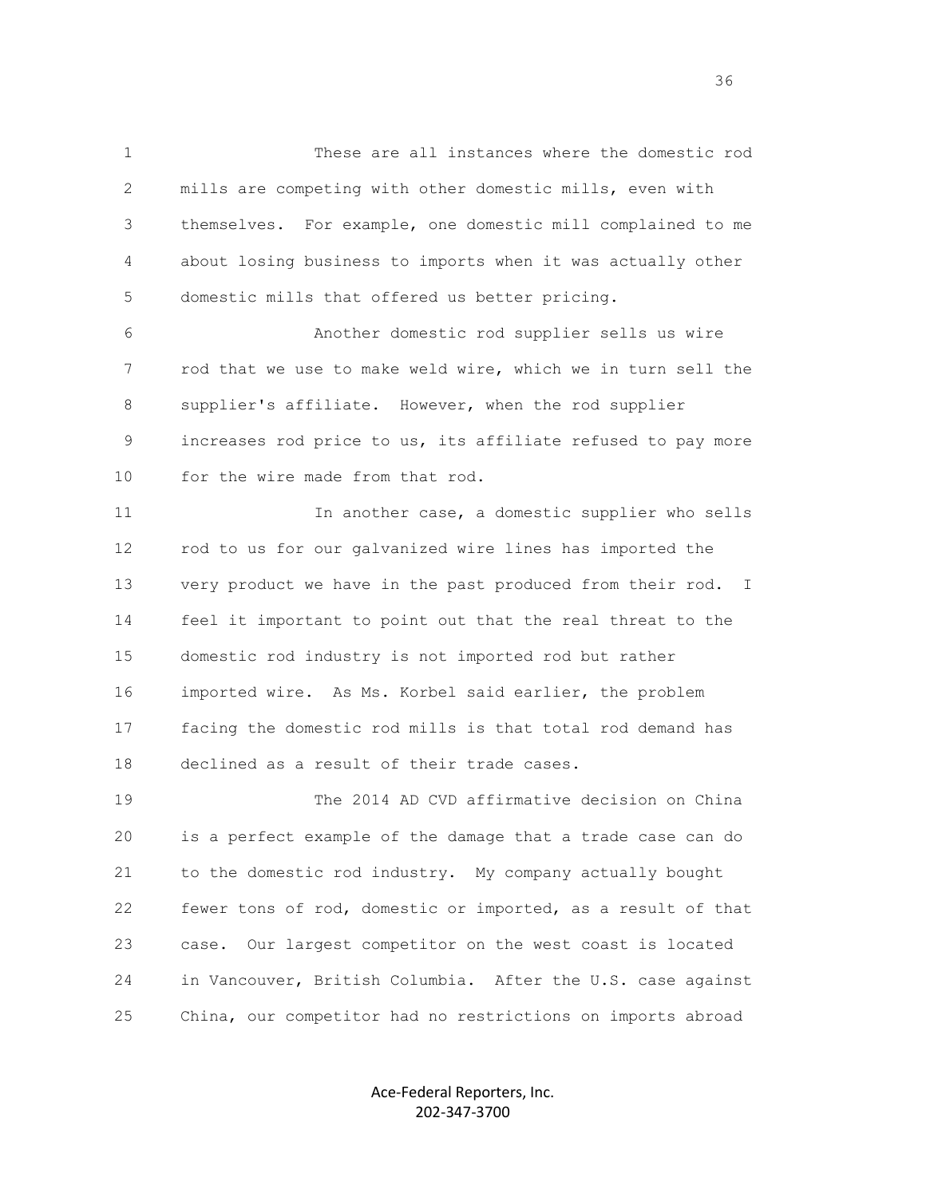These are all instances where the domestic rod mills are competing with other domestic mills, even with themselves. For example, one domestic mill complained to me about losing business to imports when it was actually other domestic mills that offered us better pricing.

Another domestic rod supplier sells us wire rod that we use to make weld wire, which we in turn sell the supplier's affiliate. However, when the rod supplier increases rod price to us, its affiliate refused to pay more for the wire made from that rod.

In another case, a domestic supplier who sells rod to us for our galvanized wire lines has imported the very product we have in the past produced from their rod. I feel it important to point out that the real threat to the domestic rod industry is not imported rod but rather imported wire. As Ms. Korbel said earlier, the problem facing the domestic rod mills is that total rod demand has declined as a result of their trade cases.

The 2014 AD CVD affirmative decision on China is a perfect example of the damage that a trade case can do to the domestic rod industry. My company actually bought fewer tons of rod, domestic or imported, as a result of that case. Our largest competitor on the west coast is located in Vancouver, British Columbia. After the U.S. case against China, our competitor had no restrictions on imports abroad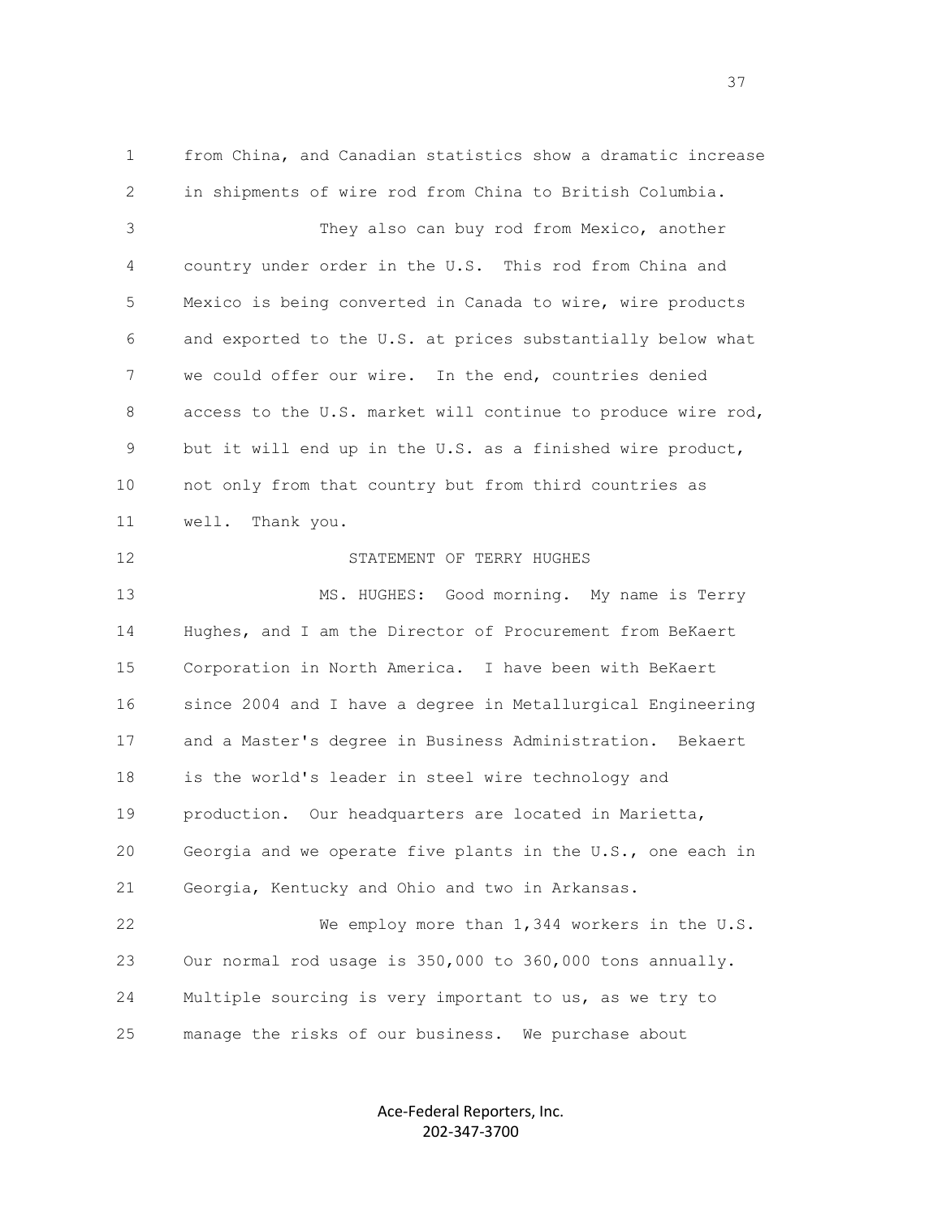from China, and Canadian statistics show a dramatic increase in shipments of wire rod from China to British Columbia.

They also can buy rod from Mexico, another country under order in the U.S. This rod from China and Mexico is being converted in Canada to wire, wire products and exported to the U.S. at prices substantially below what we could offer our wire. In the end, countries denied access to the U.S. market will continue to produce wire rod, but it will end up in the U.S. as a finished wire product, not only from that country but from third countries as well. Thank you.

## STATEMENT OF TERRY HUGHES

MS. HUGHES: Good morning. My name is Terry Hughes, and I am the Director of Procurement from BeKaert Corporation in North America. I have been with BeKaert since 2004 and I have a degree in Metallurgical Engineering and a Master's degree in Business Administration. Bekaert is the world's leader in steel wire technology and production. Our headquarters are located in Marietta, Georgia and we operate five plants in the U.S., one each in Georgia, Kentucky and Ohio and two in Arkansas.

We employ more than 1,344 workers in the U.S. Our normal rod usage is 350,000 to 360,000 tons annually. Multiple sourcing is very important to us, as we try to manage the risks of our business. We purchase about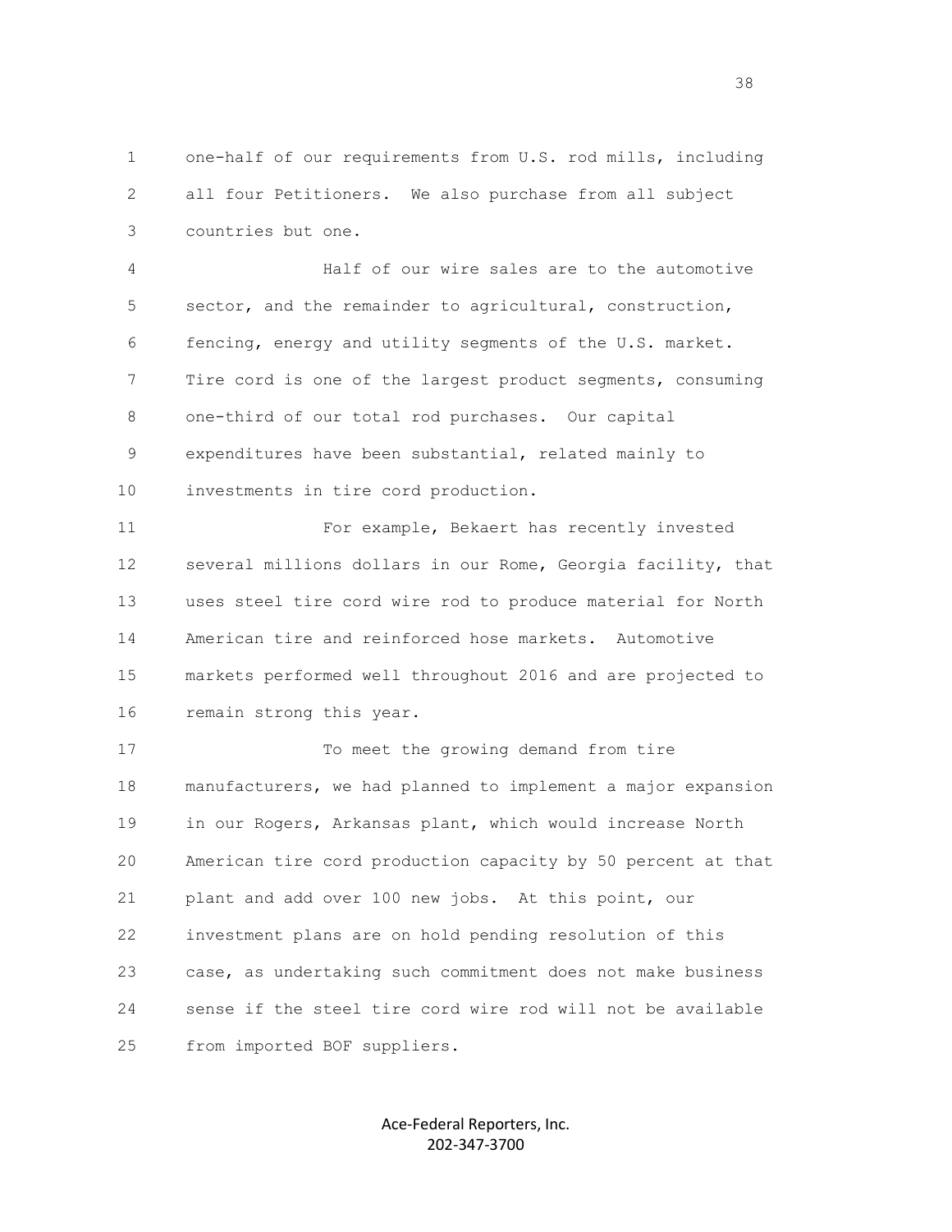one-half of our requirements from U.S. rod mills, including all four Petitioners. We also purchase from all subject countries but one.

Half of our wire sales are to the automotive sector, and the remainder to agricultural, construction, fencing, energy and utility segments of the U.S. market. Tire cord is one of the largest product segments, consuming one-third of our total rod purchases. Our capital expenditures have been substantial, related mainly to investments in tire cord production.

For example, Bekaert has recently invested several millions dollars in our Rome, Georgia facility, that uses steel tire cord wire rod to produce material for North American tire and reinforced hose markets. Automotive markets performed well throughout 2016 and are projected to remain strong this year.

To meet the growing demand from tire manufacturers, we had planned to implement a major expansion in our Rogers, Arkansas plant, which would increase North American tire cord production capacity by 50 percent at that plant and add over 100 new jobs. At this point, our investment plans are on hold pending resolution of this case, as undertaking such commitment does not make business sense if the steel tire cord wire rod will not be available from imported BOF suppliers.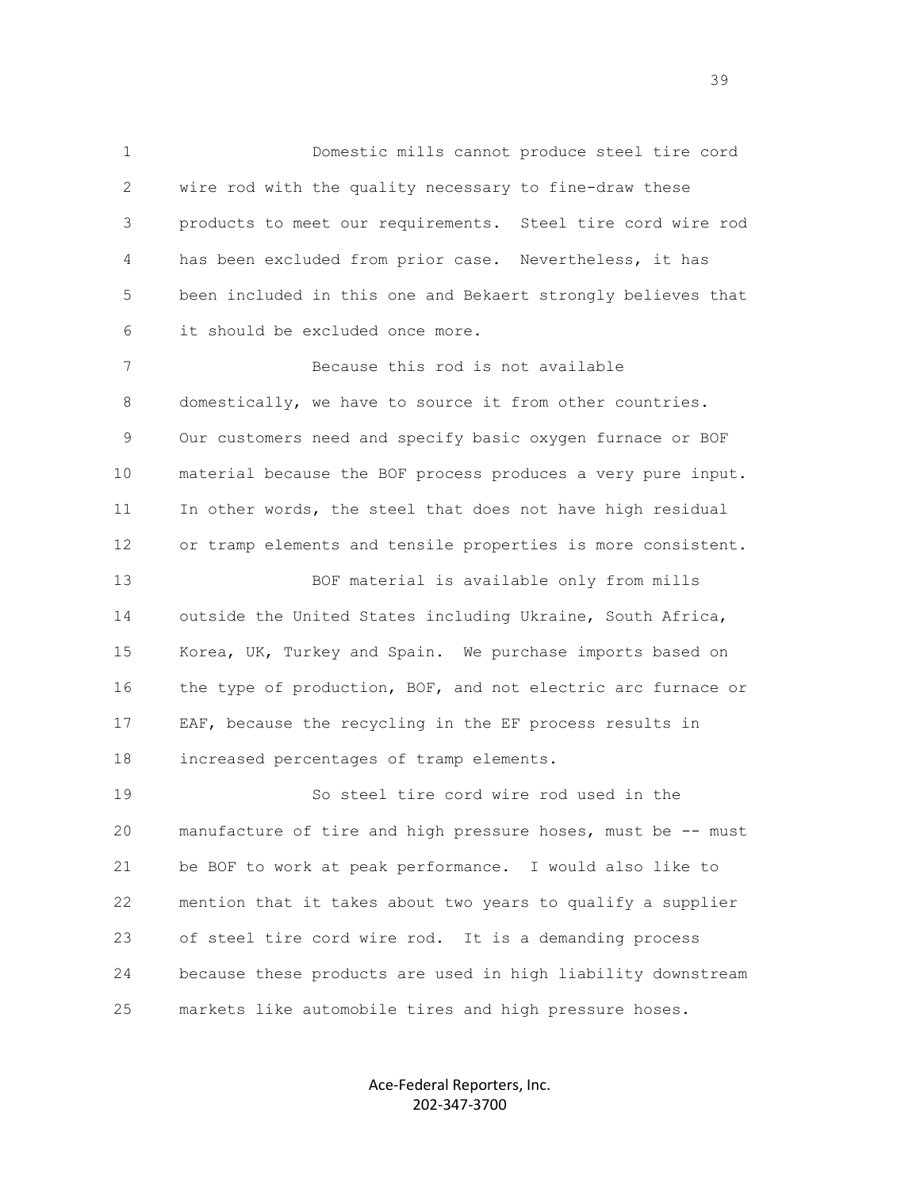Domestic mills cannot produce steel tire cord wire rod with the quality necessary to fine-draw these products to meet our requirements. Steel tire cord wire rod has been excluded from prior case. Nevertheless, it has been included in this one and Bekaert strongly believes that it should be excluded once more.

Because this rod is not available domestically, we have to source it from other countries. Our customers need and specify basic oxygen furnace or BOF material because the BOF process produces a very pure input. In other words, the steel that does not have high residual or tramp elements and tensile properties is more consistent.

BOF material is available only from mills outside the United States including Ukraine, South Africa, Korea, UK, Turkey and Spain. We purchase imports based on the type of production, BOF, and not electric arc furnace or EAF, because the recycling in the EF process results in increased percentages of tramp elements.

So steel tire cord wire rod used in the manufacture of tire and high pressure hoses, must be -- must be BOF to work at peak performance. I would also like to mention that it takes about two years to qualify a supplier of steel tire cord wire rod. It is a demanding process because these products are used in high liability downstream markets like automobile tires and high pressure hoses.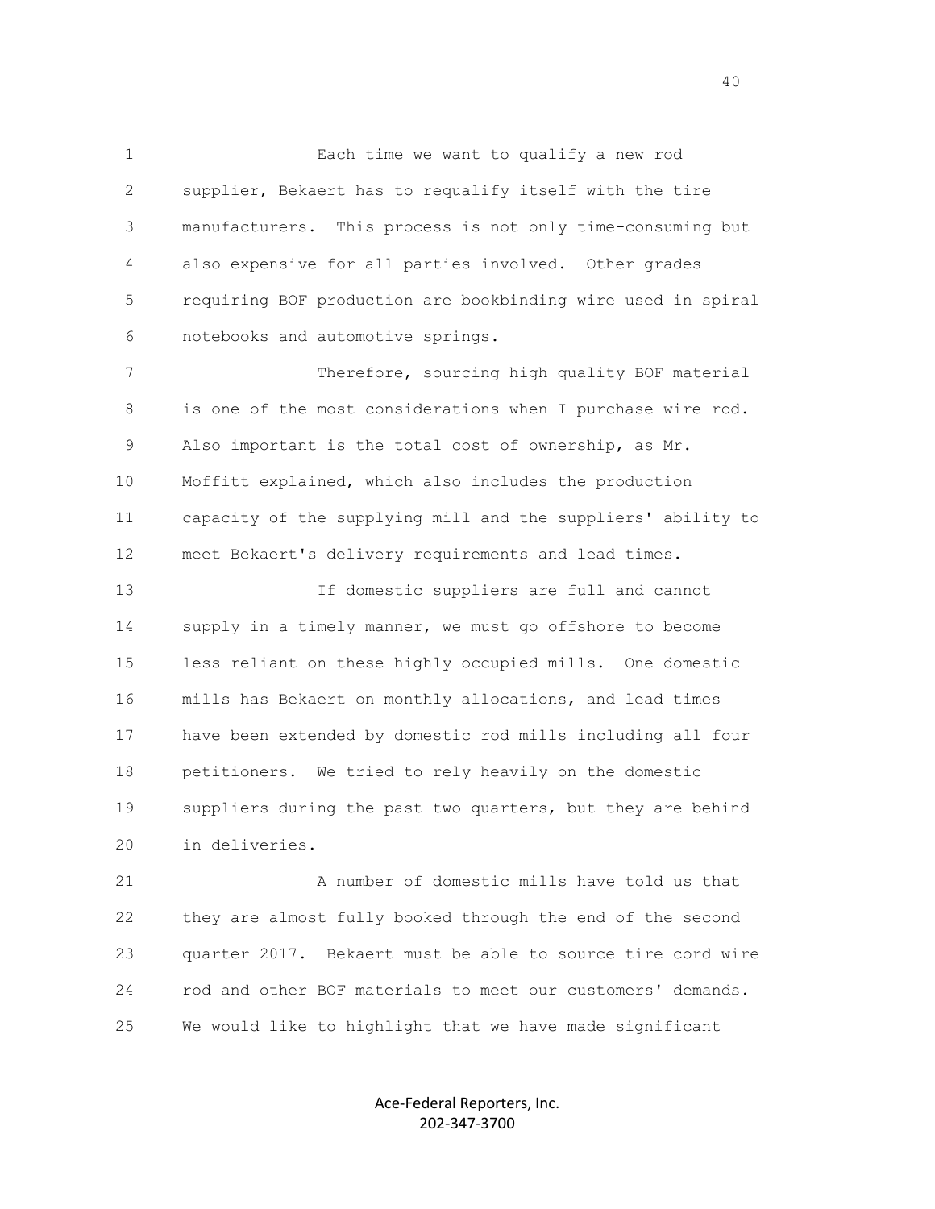Each time we want to qualify a new rod supplier, Bekaert has to requalify itself with the tire manufacturers. This process is not only time-consuming but also expensive for all parties involved. Other grades requiring BOF production are bookbinding wire used in spiral notebooks and automotive springs.

Therefore, sourcing high quality BOF material is one of the most considerations when I purchase wire rod. Also important is the total cost of ownership, as Mr. Moffitt explained, which also includes the production capacity of the supplying mill and the suppliers' ability to meet Bekaert's delivery requirements and lead times.

If domestic suppliers are full and cannot supply in a timely manner, we must go offshore to become less reliant on these highly occupied mills. One domestic mills has Bekaert on monthly allocations, and lead times have been extended by domestic rod mills including all four petitioners. We tried to rely heavily on the domestic suppliers during the past two quarters, but they are behind in deliveries.

A number of domestic mills have told us that they are almost fully booked through the end of the second quarter 2017. Bekaert must be able to source tire cord wire rod and other BOF materials to meet our customers' demands. We would like to highlight that we have made significant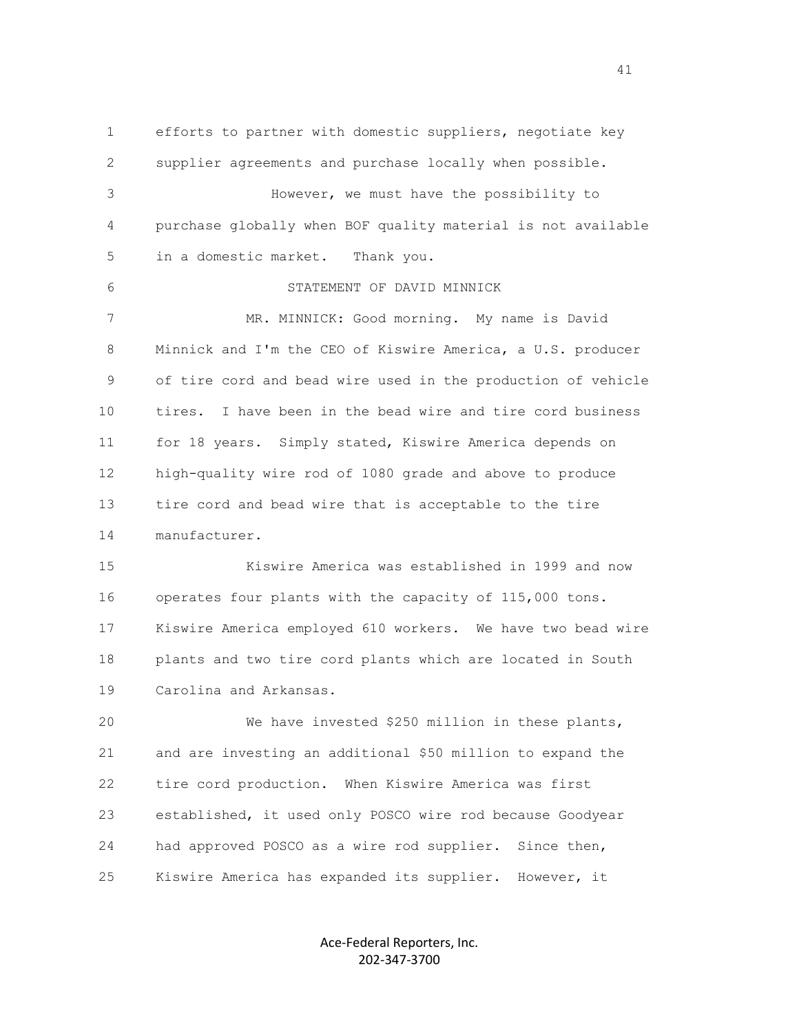efforts to partner with domestic suppliers, negotiate key supplier agreements and purchase locally when possible.

However, we must have the possibility to purchase globally when BOF quality material is not available in a domestic market. Thank you.

STATEMENT OF DAVID MINNICK

MR. MINNICK: Good morning. My name is David Minnick and I'm the CEO of Kiswire America, a U.S. producer of tire cord and bead wire used in the production of vehicle tires. I have been in the bead wire and tire cord business for 18 years. Simply stated, Kiswire America depends on high-quality wire rod of 1080 grade and above to produce tire cord and bead wire that is acceptable to the tire manufacturer.

Kiswire America was established in 1999 and now operates four plants with the capacity of 115,000 tons. Kiswire America employed 610 workers. We have two bead wire plants and two tire cord plants which are located in South Carolina and Arkansas.

We have invested $250 million in these plants, and are investing an additional $50 million to expand the tire cord production. When Kiswire America was first established, it used only POSCO wire rod because Goodyear had approved POSCO as a wire rod supplier. Since then, Kiswire America has expanded its supplier. However, it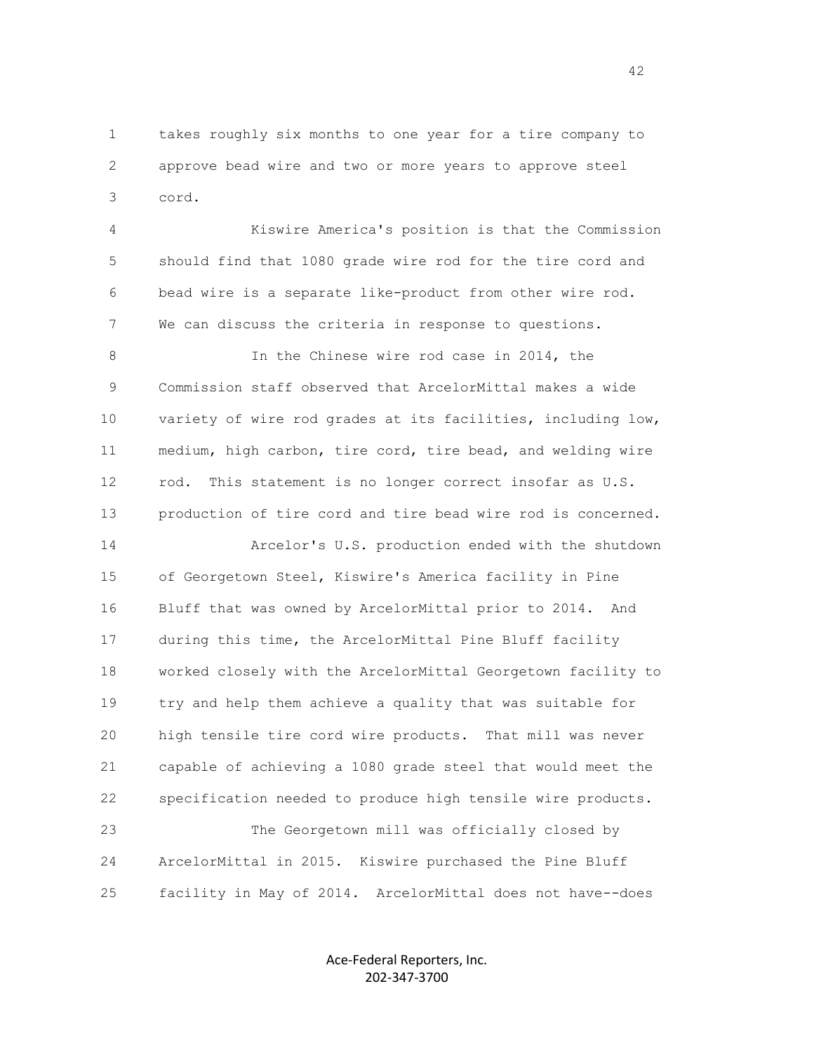takes roughly six months to one year for a tire company to approve bead wire and two or more years to approve steel cord.

Kiswire America's position is that the Commission should find that 1080 grade wire rod for the tire cord and bead wire is a separate like-product from other wire rod. We can discuss the criteria in response to questions.

In the Chinese wire rod case in 2014, the Commission staff observed that ArcelorMittal makes a wide variety of wire rod grades at its facilities, including low, medium, high carbon, tire cord, tire bead, and welding wire rod. This statement is no longer correct insofar as U.S. production of tire cord and tire bead wire rod is concerned.

Arcelor's U.S. production ended with the shutdown of Georgetown Steel, Kiswire's America facility in Pine Bluff that was owned by ArcelorMittal prior to 2014. And during this time, the ArcelorMittal Pine Bluff facility worked closely with the ArcelorMittal Georgetown facility to try and help them achieve a quality that was suitable for high tensile tire cord wire products. That mill was never capable of achieving a 1080 grade steel that would meet the specification needed to produce high tensile wire products.

The Georgetown mill was officially closed by ArcelorMittal in 2015. Kiswire purchased the Pine Bluff facility in May of 2014. ArcelorMittal does not have--does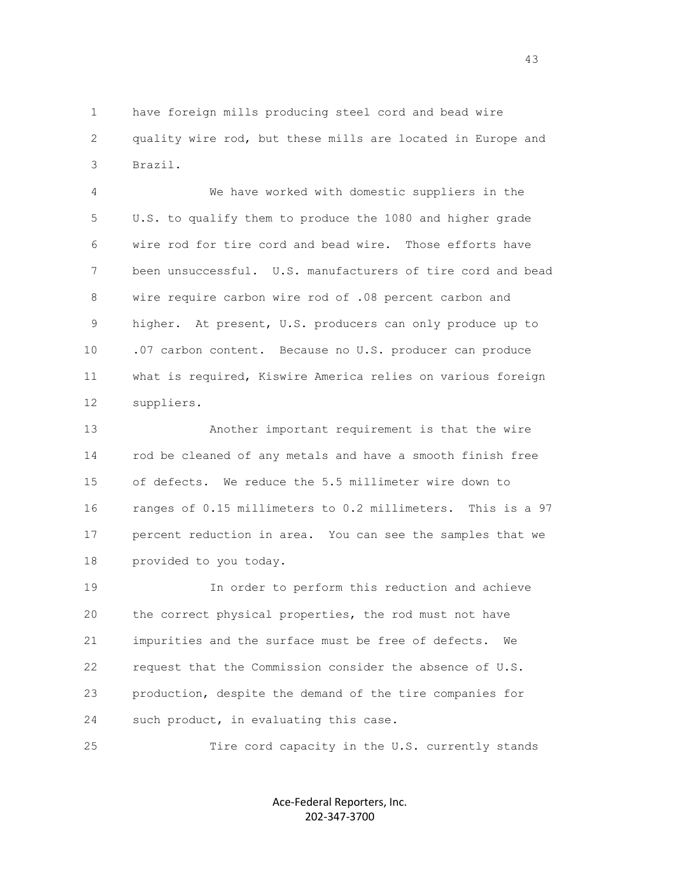have foreign mills producing steel cord and bead wire quality wire rod, but these mills are located in Europe and Brazil.

We have worked with domestic suppliers in the U.S. to qualify them to produce the 1080 and higher grade wire rod for tire cord and bead wire. Those efforts have been unsuccessful. U.S. manufacturers of tire cord and bead wire require carbon wire rod of .08 percent carbon and higher. At present, U.S. producers can only produce up to .07 carbon content. Because no U.S. producer can produce what is required, Kiswire America relies on various foreign suppliers.

Another important requirement is that the wire rod be cleaned of any metals and have a smooth finish free of defects. We reduce the 5.5 millimeter wire down to ranges of 0.15 millimeters to 0.2 millimeters. This is a 97 percent reduction in area. You can see the samples that we provided to you today.

In order to perform this reduction and achieve the correct physical properties, the rod must not have impurities and the surface must be free of defects. We request that the Commission consider the absence of U.S. production, despite the demand of the tire companies for such product, in evaluating this case.

Tire cord capacity in the U.S. currently stands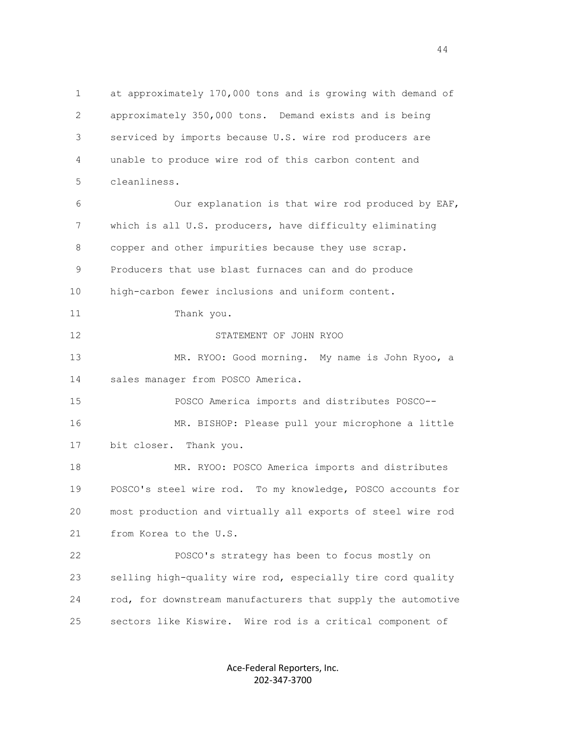at approximately 170,000 tons and is growing with demand of approximately 350,000 tons. Demand exists and is being serviced by imports because U.S. wire rod producers are unable to produce wire rod of this carbon content and cleanliness.

Our explanation is that wire rod produced by EAF, which is all U.S. producers, have difficulty eliminating copper and other impurities because they use scrap. Producers that use blast furnaces can and do produce high-carbon fewer inclusions and uniform content.

Thank you.

STATEMENT OF JOHN RYOO

MR. RYOO: Good morning. My name is John Ryoo, a sales manager from POSCO America.

POSCO America imports and distributes POSCO--

MR. BISHOP: Please pull your microphone a little bit closer. Thank you.

MR. RYOO: POSCO America imports and distributes POSCO's steel wire rod. To my knowledge, POSCO accounts for most production and virtually all exports of steel wire rod from Korea to the U.S.

POSCO's strategy has been to focus mostly on selling high-quality wire rod, especially tire cord quality rod, for downstream manufacturers that supply the automotive sectors like Kiswire. Wire rod is a critical component of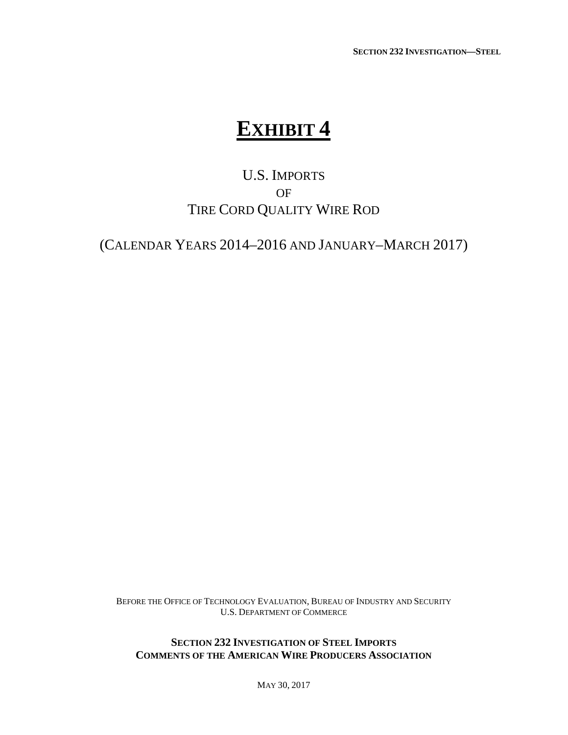# EXHIBIT 4

U.S. IMPORTS
OF
TIRE CORD QUALITY WIRE ROD

(CALENDAR YEARS 2014–2016 AND JANUARY–MARCH 2017)

BEFORE THE OFFICE OF TECHNOLOGY EVALUATION, BUREAU OF INDUSTRY AND SECURITY
U.S. DEPARTMENT OF COMMERCE

**SECTION 232 INVESTIGATION OF STEEL IMPORTS**
**COMMENTS OF THE AMERICAN WIRE PRODUCERS ASSOCIATION**

MAY 30, 2017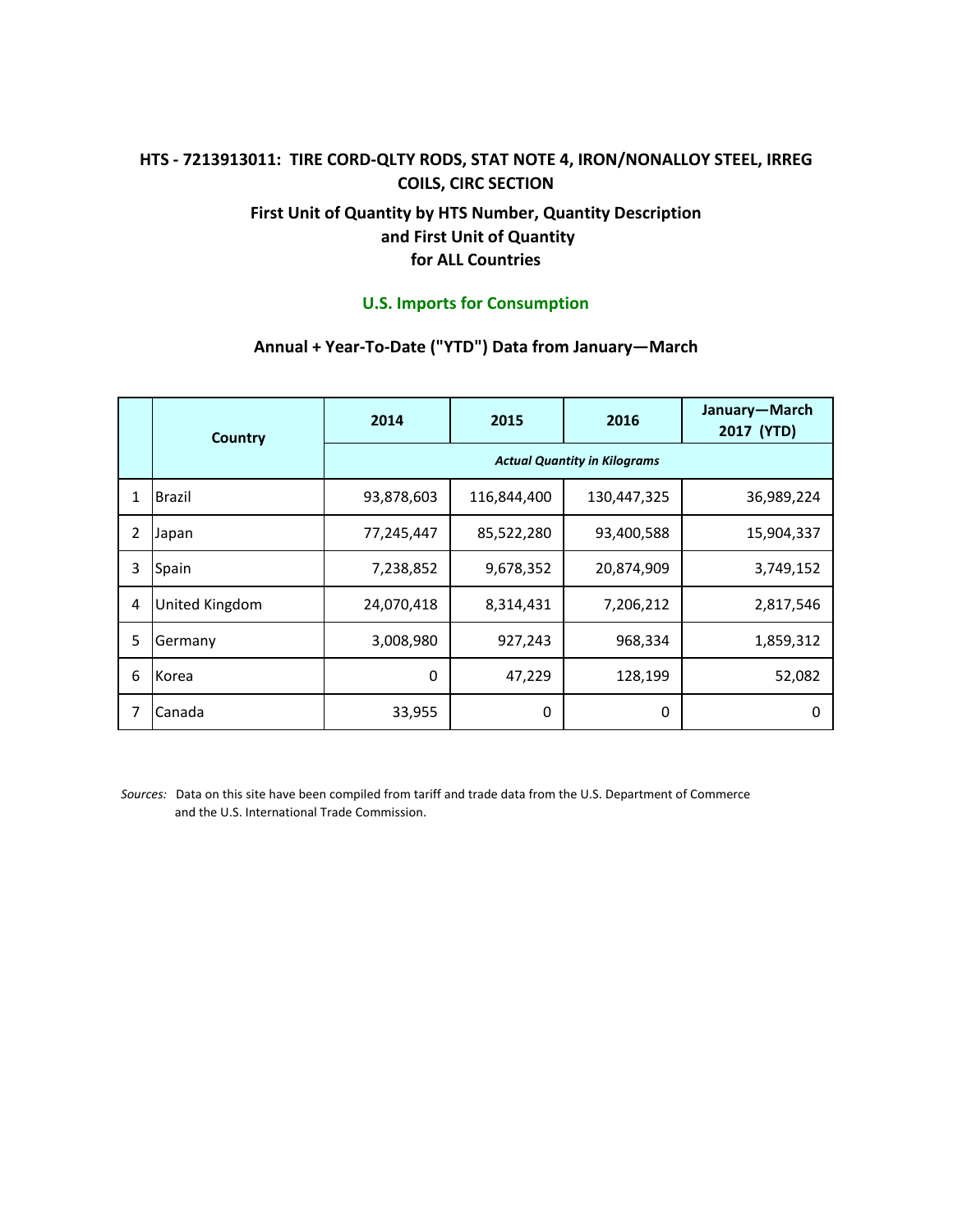## HTS - 7213913011: TIRE CORD-QLTY RODS, STAT NOTE 4, IRON/NONALLOY STEEL, IRREG COILS, CIRC SECTION

### First Unit of Quantity by HTS Number, Quantity Description and First Unit of Quantity for ALL Countries

### U.S. Imports for Consumption

### Annual + Year-To-Date ("YTD") Data from January—March

| | Country | 2014 | 2015 | 2016 | January—March 2017 (YTD) |
|---|---|---|---|---|---|
| | | *Actual Quantity in Kilograms* | | | |
| 1 | Brazil | 93,878,603 | 116,844,400 | 130,447,325 | 36,989,224 |
| 2 | Japan | 77,245,447 | 85,522,280 | 93,400,588 | 15,904,337 |
| 3 | Spain | 7,238,852 | 9,678,352 | 20,874,909 | 3,749,152 |
| 4 | United Kingdom | 24,070,418 | 8,314,431 | 7,206,212 | 2,817,546 |
| 5 | Germany | 3,008,980 | 927,243 | 968,334 | 1,859,312 |
| 6 | Korea | 0 | 47,229 | 128,199 | 52,082 |
| 7 | Canada | 33,955 | 0 | 0 | 0 |

*Sources:* Data on this site have been compiled from tariff and trade data from the U.S. Department of Commerce and the U.S. International Trade Commission.